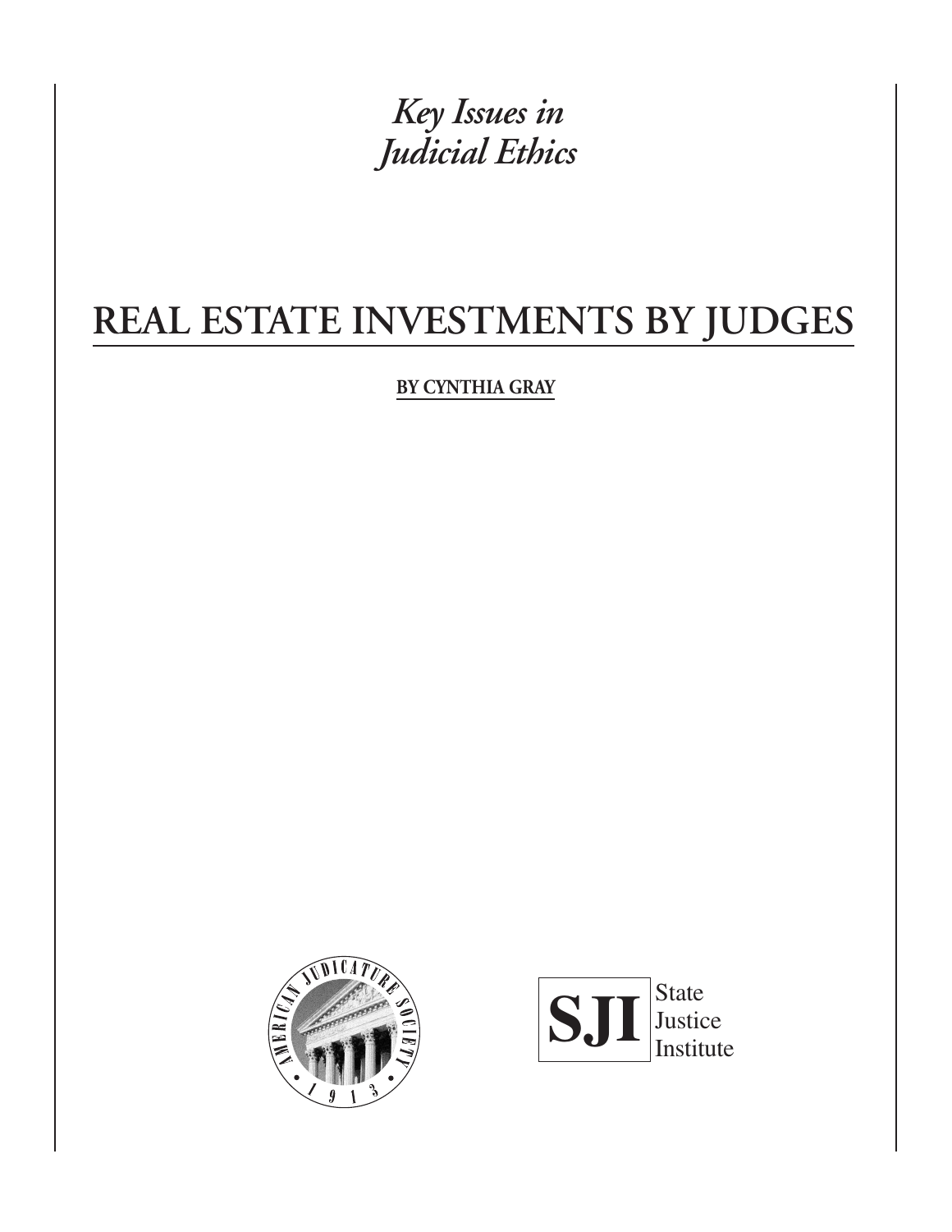*Key Issues in Judicial Ethics*

# REAL ESTATE INVESTMENTS BY JUDGES

**BY CYNTHIA GRAY**

AMERICAN JUDICATURE SOCIETY 1913

SJI State Justice Institute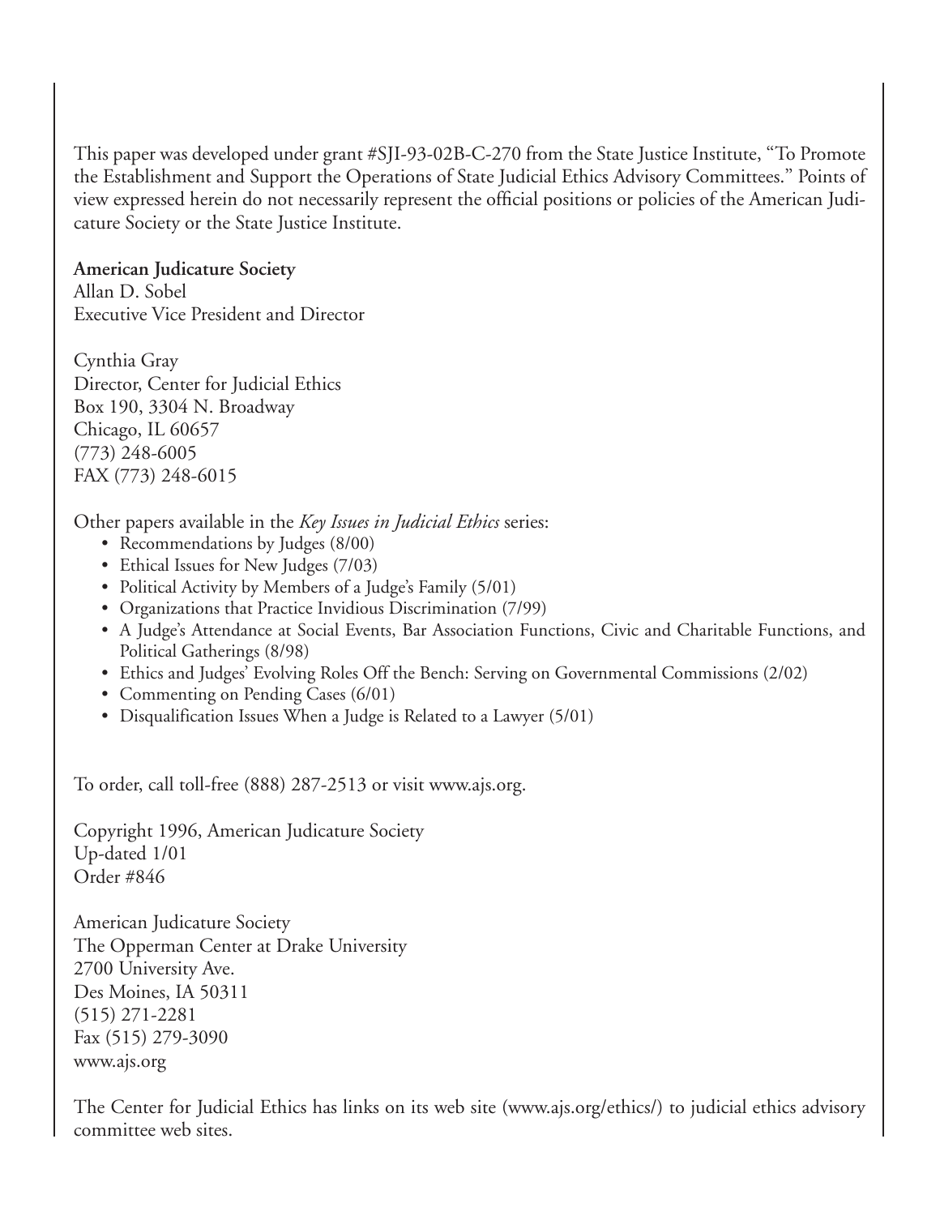This paper was developed under grant #SJI-93-02B-C-270 from the State Justice Institute, "To Promote the Establishment and Support the Operations of State Judicial Ethics Advisory Committees." Points of view expressed herein do not necessarily represent the official positions or policies of the American Judicature Society or the State Justice Institute.

**American Judicature Society**
Allan D. Sobel
Executive Vice President and Director

Cynthia Gray
Director, Center for Judicial Ethics
Box 190, 3304 N. Broadway
Chicago, IL 60657
(773) 248-6005
FAX (773) 248-6015

Other papers available in the *Key Issues in Judicial Ethics* series:

- Recommendations by Judges (8/00)
- Ethical Issues for New Judges (7/03)
- Political Activity by Members of a Judge's Family (5/01)
- Organizations that Practice Invidious Discrimination (7/99)
- A Judge's Attendance at Social Events, Bar Association Functions, Civic and Charitable Functions, and Political Gatherings (8/98)
- Ethics and Judges' Evolving Roles Off the Bench: Serving on Governmental Commissions (2/02)
- Commenting on Pending Cases (6/01)
- Disqualification Issues When a Judge is Related to a Lawyer (5/01)

To order, call toll-free (888) 287-2513 or visit www.ajs.org.

Copyright 1996, American Judicature Society
Up-dated 1/01
Order #846

American Judicature Society
The Opperman Center at Drake University
2700 University Ave.
Des Moines, IA 50311
(515) 271-2281
Fax (515) 279-3090
www.ajs.org

The Center for Judicial Ethics has links on its web site (www.ajs.org/ethics/) to judicial ethics advisory committee web sites.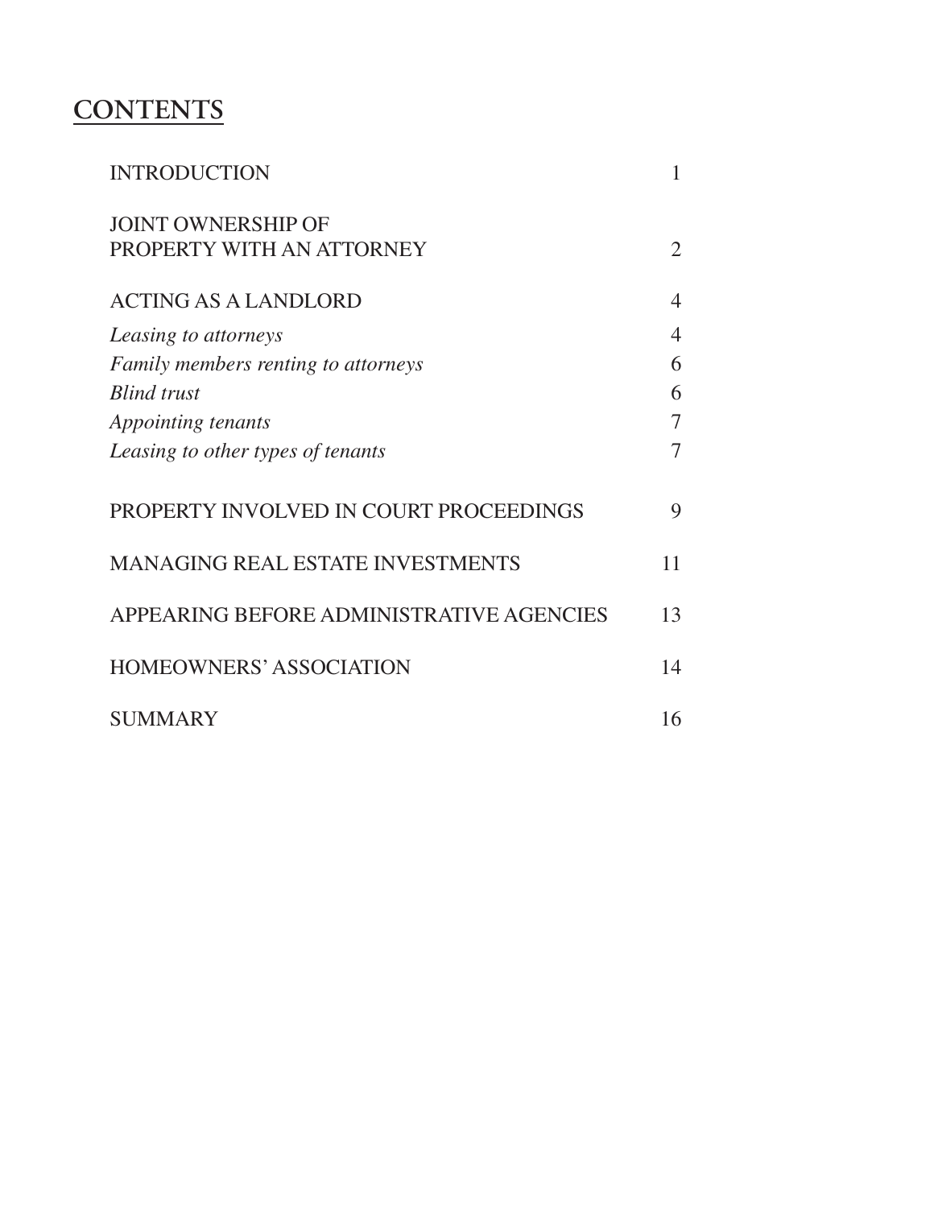# CONTENTS

| | |
|---|---|
| INTRODUCTION | 1 |
| JOINT OWNERSHIP OF PROPERTY WITH AN ATTORNEY | 2 |
| ACTING AS A LANDLORD | 4 |
| *Leasing to attorneys* | 4 |
| *Family members renting to attorneys* | 6 |
| *Blind trust* | 6 |
| *Appointing tenants* | 7 |
| *Leasing to other types of tenants* | 7 |
| PROPERTY INVOLVED IN COURT PROCEEDINGS | 9 |
| MANAGING REAL ESTATE INVESTMENTS | 11 |
| APPEARING BEFORE ADMINISTRATIVE AGENCIES | 13 |
| HOMEOWNERS' ASSOCIATION | 14 |
| SUMMARY | 16 |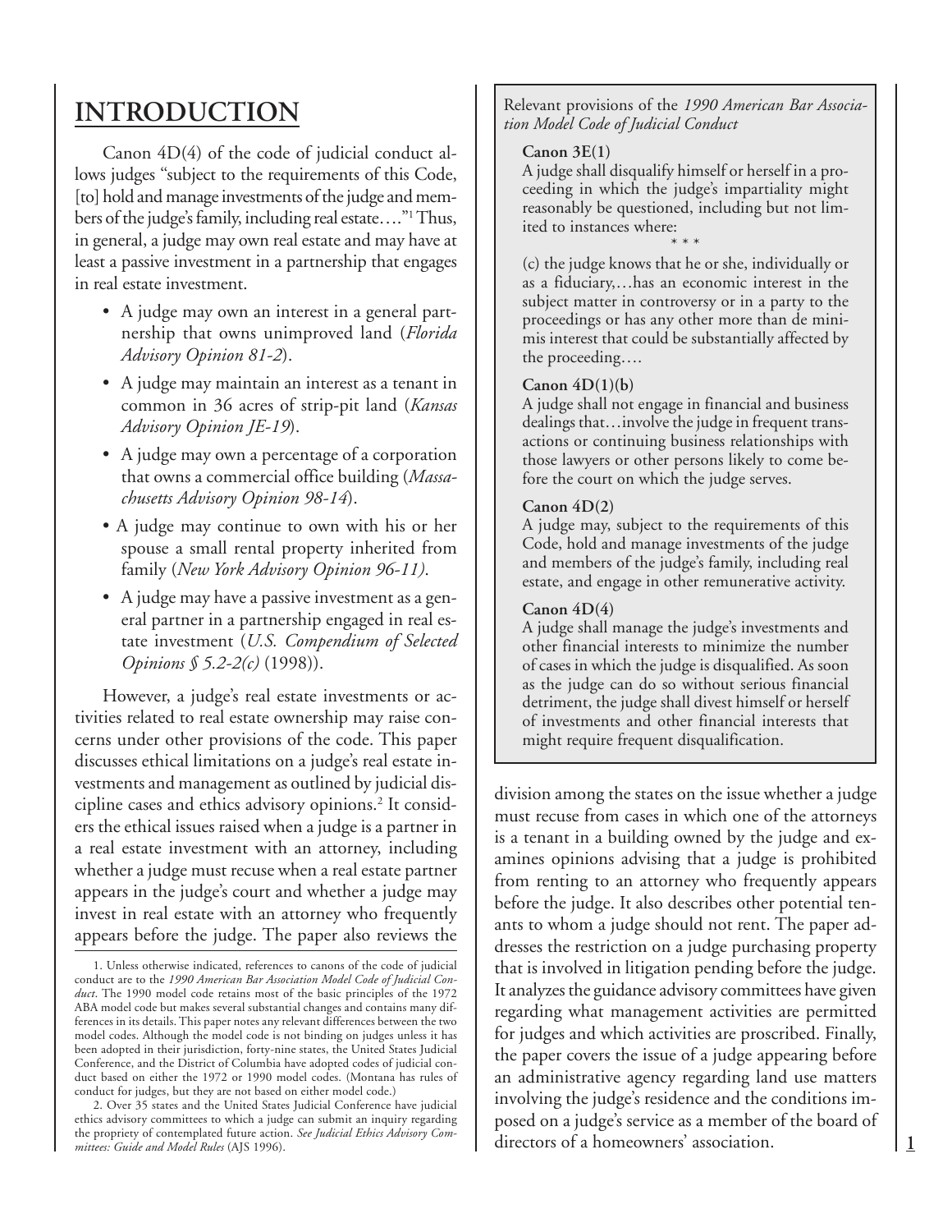# INTRODUCTION

Canon 4D(4) of the code of judicial conduct allows judges "subject to the requirements of this Code, [to] hold and manage investments of the judge and members of the judge's family, including real estate…."[1] Thus, in general, a judge may own real estate and may have at least a passive investment in a partnership that engages in real estate investment.

- A judge may own an interest in a general partnership that owns unimproved land (*Florida Advisory Opinion 81-2*).
- A judge may maintain an interest as a tenant in common in 36 acres of strip-pit land (*Kansas Advisory Opinion JE-19*).
- A judge may own a percentage of a corporation that owns a commercial office building (*Massachusetts Advisory Opinion 98-14*).
- A judge may continue to own with his or her spouse a small rental property inherited from family (*New York Advisory Opinion 96-11).*
- A judge may have a passive investment as a general partner in a partnership engaged in real estate investment (*U.S. Compendium of Selected Opinions § 5.2-2(c)* (1998)).

However, a judge's real estate investments or activities related to real estate ownership may raise concerns under other provisions of the code. This paper discusses ethical limitations on a judge's real estate investments and management as outlined by judicial discipline cases and ethics advisory opinions.[2] It considers the ethical issues raised when a judge is a partner in a real estate investment with an attorney, including whether a judge must recuse when a real estate partner appears in the judge's court and whether a judge may invest in real estate with an attorney who frequently appears before the judge. The paper also reviews the division among the states on the issue whether a judge must recuse from cases in which one of the attorneys is a tenant in a building owned by the judge and examines opinions advising that a judge is prohibited from renting to an attorney who frequently appears before the judge. It also describes other potential tenants to whom a judge should not rent. The paper addresses the restriction on a judge purchasing property that is involved in litigation pending before the judge. It analyzes the guidance advisory committees have given regarding what management activities are permitted for judges and which activities are proscribed. Finally, the paper covers the issue of a judge appearing before an administrative agency regarding land use matters involving the judge's residence and the conditions imposed on a judge's service as a member of the board of directors of a homeowners' association.

> Relevant provisions of the *1990 American Bar Association Model Code of Judicial Conduct*
>
> **Canon 3E(1)**
> A judge shall disqualify himself or herself in a proceeding in which the judge's impartiality might reasonably be questioned, including but not limited to instances where:
>
> \* \* \*
>
> (c) the judge knows that he or she, individually or as a fiduciary,…has an economic interest in the subject matter in controversy or in a party to the proceedings or has any other more than de minimis interest that could be substantially affected by the proceeding….
>
> **Canon 4D(1)(b)**
> A judge shall not engage in financial and business dealings that…involve the judge in frequent transactions or continuing business relationships with those lawyers or other persons likely to come before the court on which the judge serves.
>
> **Canon 4D(2)**
> A judge may, subject to the requirements of this Code, hold and manage investments of the judge and members of the judge's family, including real estate, and engage in other remunerative activity.
>
> **Canon 4D(4)**
> A judge shall manage the judge's investments and other financial interests to minimize the number of cases in which the judge is disqualified. As soon as the judge can do so without serious financial detriment, the judge shall divest himself or herself of investments and other financial interests that might require frequent disqualification.

---

1. Unless otherwise indicated, references to canons of the code of judicial conduct are to the *1990 American Bar Association Model Code of Judicial Conduct*. The 1990 model code retains most of the basic principles of the 1972 ABA model code but makes several substantial changes and contains many differences in its details. This paper notes any relevant differences between the two model codes. Although the model code is not binding on judges unless it has been adopted in their jurisdiction, forty-nine states, the United States Judicial Conference, and the District of Columbia have adopted codes of judicial conduct based on either the 1972 or 1990 model codes. (Montana has rules of conduct for judges, but they are not based on either model code.)

2. Over 35 states and the United States Judicial Conference have judicial ethics advisory committees to which a judge can submit an inquiry regarding the propriety of contemplated future action. *See Judicial Ethics Advisory Committees: Guide and Model Rules* (AJS 1996).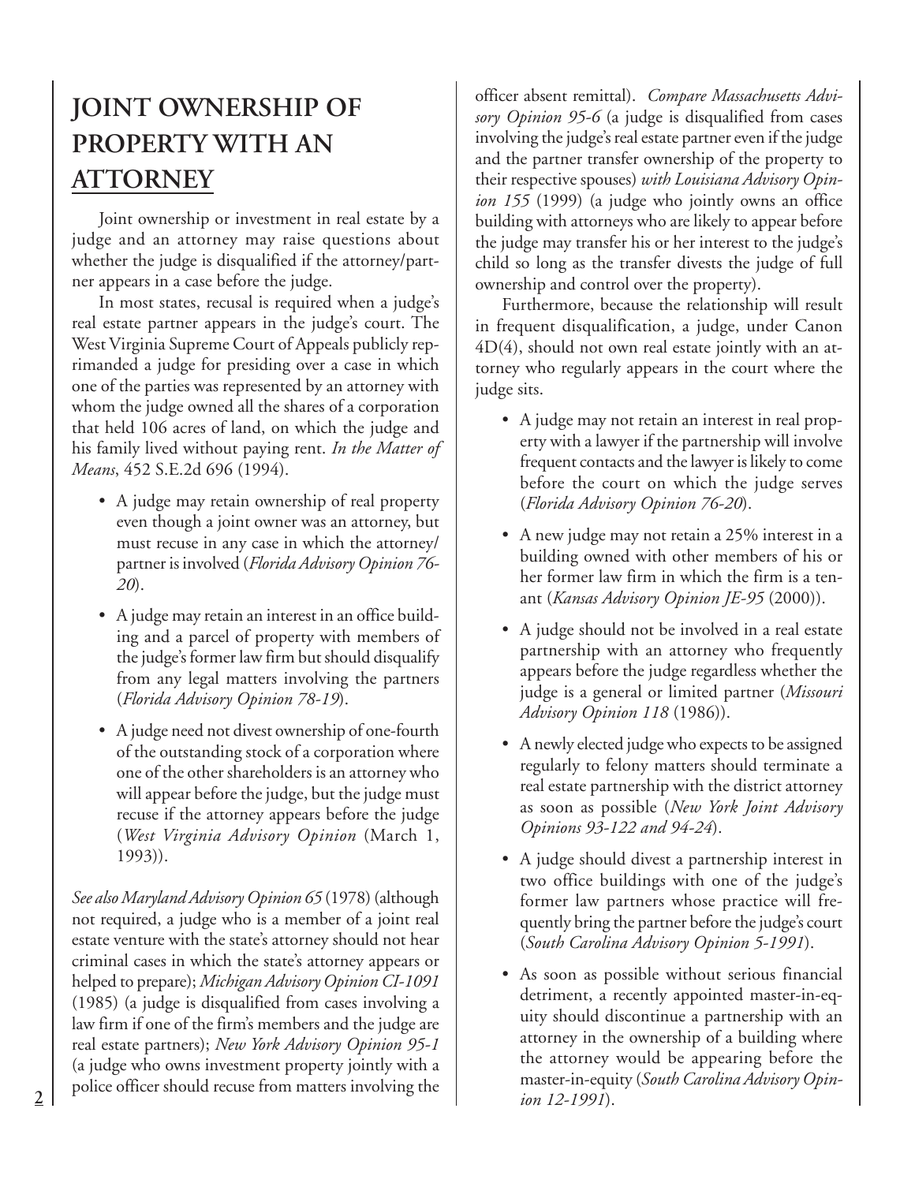# JOINT OWNERSHIP OF PROPERTY WITH AN ATTORNEY

Joint ownership or investment in real estate by a judge and an attorney may raise questions about whether the judge is disqualified if the attorney/partner appears in a case before the judge.

In most states, recusal is required when a judge's real estate partner appears in the judge's court. The West Virginia Supreme Court of Appeals publicly reprimanded a judge for presiding over a case in which one of the parties was represented by an attorney with whom the judge owned all the shares of a corporation that held 106 acres of land, on which the judge and his family lived without paying rent. *In the Matter of Means*, 452 S.E.2d 696 (1994).

- A judge may retain ownership of real property even though a joint owner was an attorney, but must recuse in any case in which the attorney/partner is involved (*Florida Advisory Opinion 76-20*).
- A judge may retain an interest in an office building and a parcel of property with members of the judge's former law firm but should disqualify from any legal matters involving the partners (*Florida Advisory Opinion 78-19*).
- A judge need not divest ownership of one-fourth of the outstanding stock of a corporation where one of the other shareholders is an attorney who will appear before the judge, but the judge must recuse if the attorney appears before the judge (*West Virginia Advisory Opinion* (March 1, 1993)).

*See also Maryland Advisory Opinion 65* (1978) (although not required, a judge who is a member of a joint real estate venture with the state's attorney should not hear criminal cases in which the state's attorney appears or helped to prepare); *Michigan Advisory Opinion CI-1091* (1985) (a judge is disqualified from cases involving a law firm if one of the firm's members and the judge are real estate partners); *New York Advisory Opinion 95-1* (a judge who owns investment property jointly with a police officer should recuse from matters involving the officer absent remittal). *Compare Massachusetts Advisory Opinion 95-6* (a judge is disqualified from cases involving the judge's real estate partner even if the judge and the partner transfer ownership of the property to their respective spouses) *with Louisiana Advisory Opinion 155* (1999) (a judge who jointly owns an office building with attorneys who are likely to appear before the judge may transfer his or her interest to the judge's child so long as the transfer divests the judge of full ownership and control over the property).

Furthermore, because the relationship will result in frequent disqualification, a judge, under Canon 4D(4), should not own real estate jointly with an attorney who regularly appears in the court where the judge sits.

- A judge may not retain an interest in real property with a lawyer if the partnership will involve frequent contacts and the lawyer is likely to come before the court on which the judge serves (*Florida Advisory Opinion 76-20*).
- A new judge may not retain a 25% interest in a building owned with other members of his or her former law firm in which the firm is a tenant (*Kansas Advisory Opinion JE-95* (2000)).
- A judge should not be involved in a real estate partnership with an attorney who frequently appears before the judge regardless whether the judge is a general or limited partner (*Missouri Advisory Opinion 118* (1986)).
- A newly elected judge who expects to be assigned regularly to felony matters should terminate a real estate partnership with the district attorney as soon as possible (*New York Joint Advisory Opinions 93-122 and 94-24*).
- A judge should divest a partnership interest in two office buildings with one of the judge's former law partners whose practice will frequently bring the partner before the judge's court (*South Carolina Advisory Opinion 5-1991*).
- As soon as possible without serious financial detriment, a recently appointed master-in-equity should discontinue a partnership with an attorney in the ownership of a building where the attorney would be appearing before the master-in-equity (*South Carolina Advisory Opinion 12-1991*).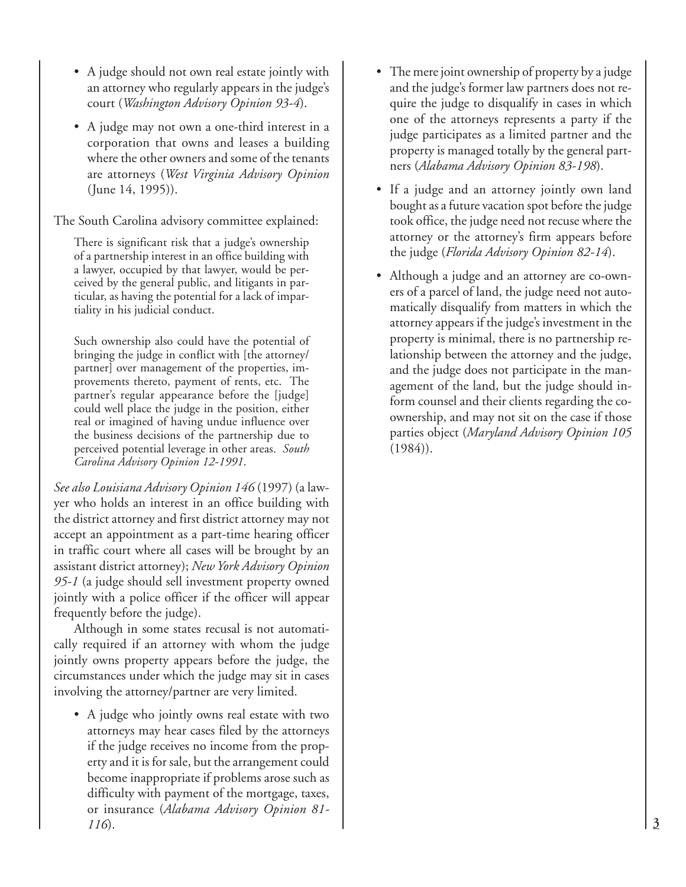- A judge should not own real estate jointly with an attorney who regularly appears in the judge's court (*Washington Advisory Opinion 93-4*).
- A judge may not own a one-third interest in a corporation that owns and leases a building where the other owners and some of the tenants are attorneys (*West Virginia Advisory Opinion* (June 14, 1995)).

The South Carolina advisory committee explained:

> There is significant risk that a judge's ownership of a partnership interest in an office building with a lawyer, occupied by that lawyer, would be perceived by the general public, and litigants in particular, as having the potential for a lack of impartiality in his judicial conduct.
>
> Such ownership also could have the potential of bringing the judge in conflict with [the attorney/partner] over management of the properties, improvements thereto, payment of rents, etc. The partner's regular appearance before the [judge] could well place the judge in the position, either real or imagined of having undue influence over the business decisions of the partnership due to perceived potential leverage in other areas. *South Carolina Advisory Opinion 12-1991*.

*See also Louisiana Advisory Opinion 146* (1997) (a lawyer who holds an interest in an office building with the district attorney and first district attorney may not accept an appointment as a part-time hearing officer in traffic court where all cases will be brought by an assistant district attorney); *New York Advisory Opinion 95-1* (a judge should sell investment property owned jointly with a police officer if the officer will appear frequently before the judge).

Although in some states recusal is not automatically required if an attorney with whom the judge jointly owns property appears before the judge, the circumstances under which the judge may sit in cases involving the attorney/partner are very limited.

- A judge who jointly owns real estate with two attorneys may hear cases filed by the attorneys if the judge receives no income from the property and it is for sale, but the arrangement could become inappropriate if problems arose such as difficulty with payment of the mortgage, taxes, or insurance (*Alabama Advisory Opinion 81-116*).
- The mere joint ownership of property by a judge and the judge's former law partners does not require the judge to disqualify in cases in which one of the attorneys represents a party if the judge participates as a limited partner and the property is managed totally by the general partners (*Alabama Advisory Opinion 83-198*).
- If a judge and an attorney jointly own land bought as a future vacation spot before the judge took office, the judge need not recuse where the attorney or the attorney's firm appears before the judge (*Florida Advisory Opinion 82-14*).
- Although a judge and an attorney are co-owners of a parcel of land, the judge need not automatically disqualify from matters in which the attorney appears if the judge's investment in the property is minimal, there is no partnership relationship between the attorney and the judge, and the judge does not participate in the management of the land, but the judge should inform counsel and their clients regarding the co-ownership, and may not sit on the case if those parties object (*Maryland Advisory Opinion 105* (1984)).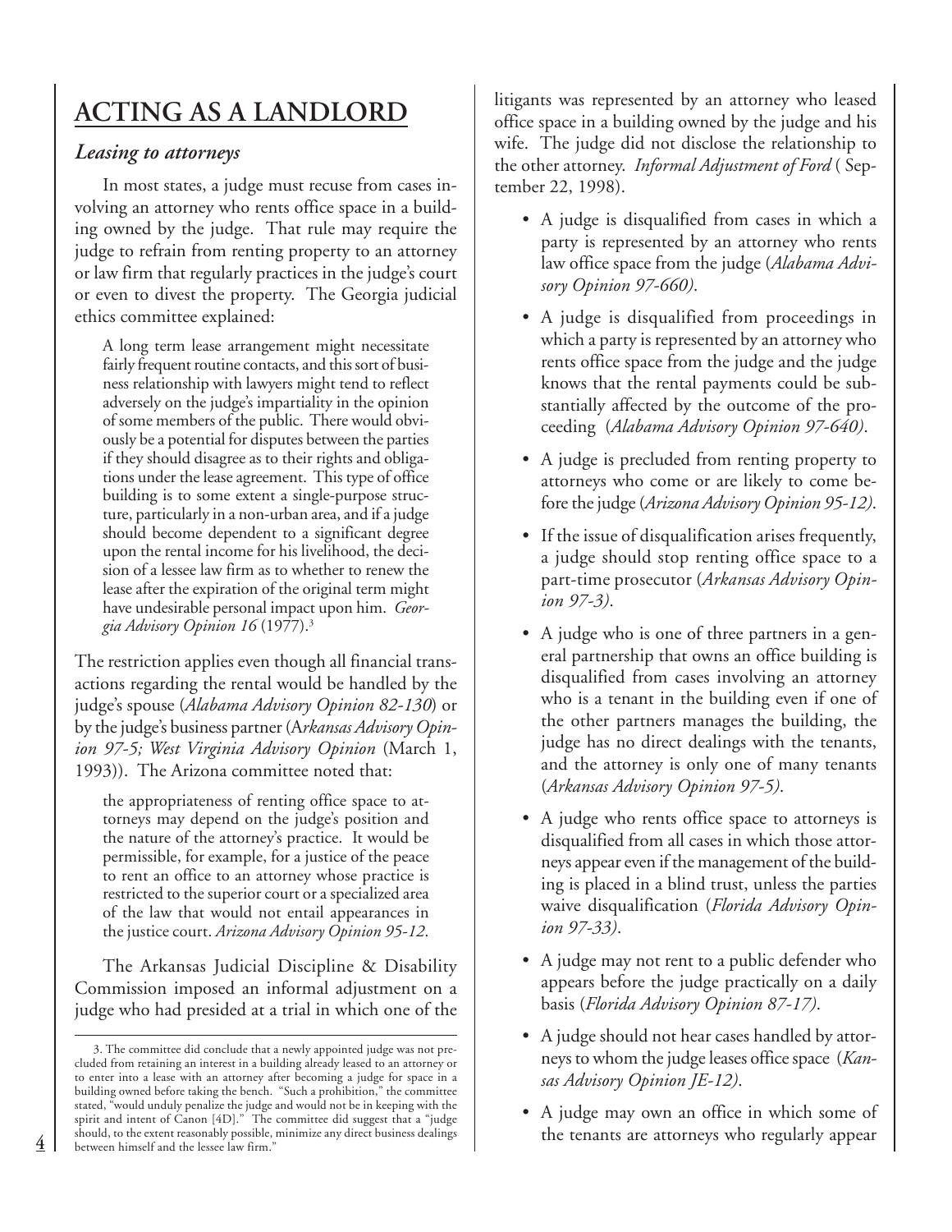# ACTING AS A LANDLORD

### *Leasing to attorneys*

In most states, a judge must recuse from cases involving an attorney who rents office space in a building owned by the judge. That rule may require the judge to refrain from renting property to an attorney or law firm that regularly practices in the judge's court or even to divest the property. The Georgia judicial ethics committee explained:

> A long term lease arrangement might necessitate fairly frequent routine contacts, and this sort of business relationship with lawyers might tend to reflect adversely on the judge's impartiality in the opinion of some members of the public. There would obviously be a potential for disputes between the parties if they should disagree as to their rights and obligations under the lease agreement. This type of office building is to some extent a single-purpose structure, particularly in a non-urban area, and if a judge should become dependent to a significant degree upon the rental income for his livelihood, the decision of a lessee law firm as to whether to renew the lease after the expiration of the original term might have undesirable personal impact upon him. *Georgia Advisory Opinion 16* (1977).[3]

The restriction applies even though all financial transactions regarding the rental would be handled by the judge's spouse (*Alabama Advisory Opinion 82-130*) or by the judge's business partner (*Arkansas Advisory Opinion 97-5; West Virginia Advisory Opinion* (March 1, 1993)). The Arizona committee noted that:

> the appropriateness of renting office space to attorneys may depend on the judge's position and the nature of the attorney's practice. It would be permissible, for example, for a justice of the peace to rent an office to an attorney whose practice is restricted to the superior court or a specialized area of the law that would not entail appearances in the justice court. *Arizona Advisory Opinion 95-12*.

The Arkansas Judicial Discipline & Disability Commission imposed an informal adjustment on a judge who had presided at a trial in which one of the litigants was represented by an attorney who leased office space in a building owned by the judge and his wife. The judge did not disclose the relationship to the other attorney. *Informal Adjustment of Ford* ( September 22, 1998).

- A judge is disqualified from cases in which a party is represented by an attorney who rents law office space from the judge (*Alabama Advisory Opinion 97-660)*.
- A judge is disqualified from proceedings in which a party is represented by an attorney who rents office space from the judge and the judge knows that the rental payments could be substantially affected by the outcome of the proceeding (*Alabama Advisory Opinion 97-640)*.
- A judge is precluded from renting property to attorneys who come or are likely to come before the judge (*Arizona Advisory Opinion 95-12)*.
- If the issue of disqualification arises frequently, a judge should stop renting office space to a part-time prosecutor (*Arkansas Advisory Opinion 97-3)*.
- A judge who is one of three partners in a general partnership that owns an office building is disqualified from cases involving an attorney who is a tenant in the building even if one of the other partners manages the building, the judge has no direct dealings with the tenants, and the attorney is only one of many tenants (*Arkansas Advisory Opinion 97-5)*.
- A judge who rents office space to attorneys is disqualified from all cases in which those attorneys appear even if the management of the building is placed in a blind trust, unless the parties waive disqualification (*Florida Advisory Opinion 97-33)*.
- A judge may not rent to a public defender who appears before the judge practically on a daily basis (*Florida Advisory Opinion 87-17)*.
- A judge should not hear cases handled by attorneys to whom the judge leases office space (*Kansas Advisory Opinion JE-12)*.
- A judge may own an office in which some of the tenants are attorneys who regularly appear

---

3. The committee did conclude that a newly appointed judge was not precluded from retaining an interest in a building already leased to an attorney or to enter into a lease with an attorney after becoming a judge for space in a building owned before taking the bench. "Such a prohibition," the committee stated, "would unduly penalize the judge and would not be in keeping with the spirit and intent of Canon [4D]." The committee did suggest that a "judge should, to the extent reasonably possible, minimize any direct business dealings between himself and the lessee law firm."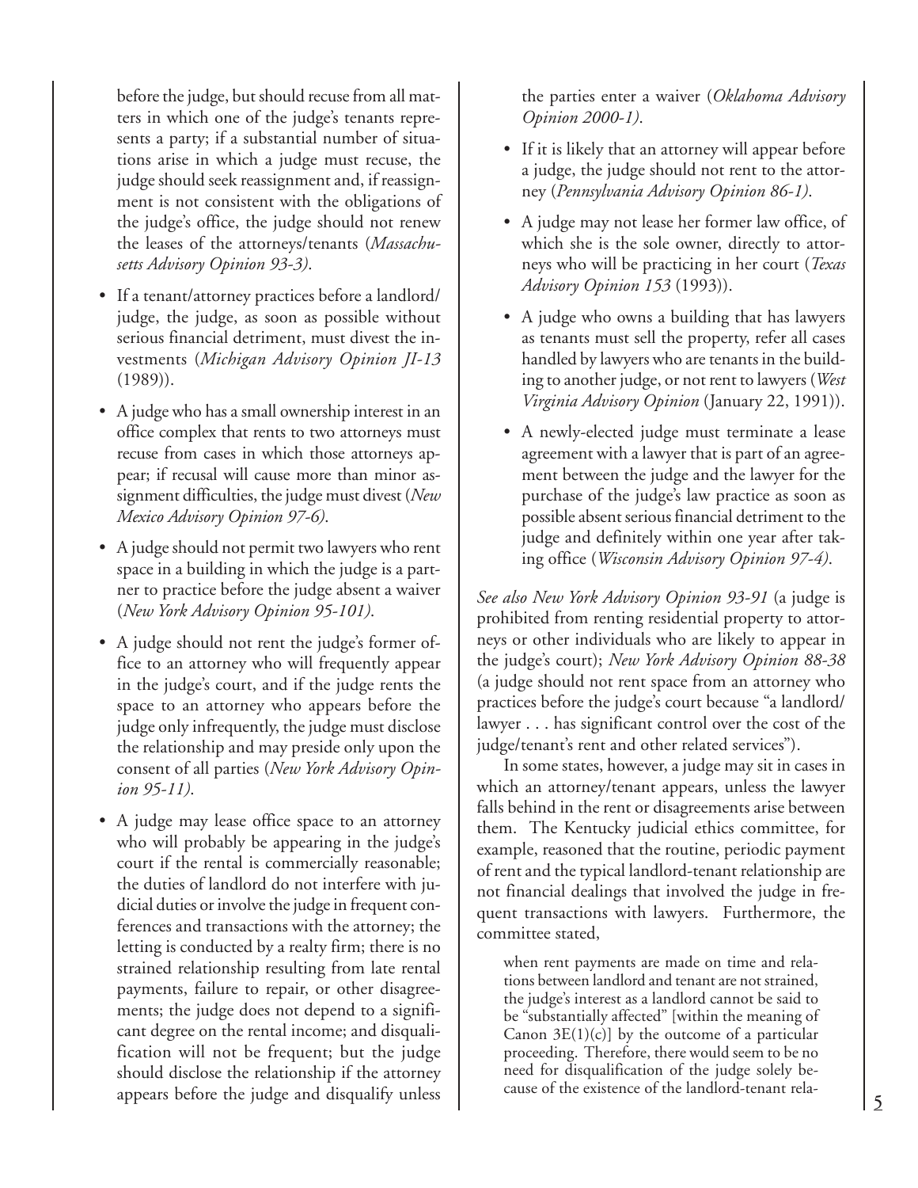before the judge, but should recuse from all matters in which one of the judge's tenants represents a party; if a substantial number of situations arise in which a judge must recuse, the judge should seek reassignment and, if reassignment is not consistent with the obligations of the judge's office, the judge should not renew the leases of the attorneys/tenants (*Massachusetts Advisory Opinion 93-3)*.

- If a tenant/attorney practices before a landlord/judge, the judge, as soon as possible without serious financial detriment, must divest the investments (*Michigan Advisory Opinion JI-13* (1989)).
- A judge who has a small ownership interest in an office complex that rents to two attorneys must recuse from cases in which those attorneys appear; if recusal will cause more than minor assignment difficulties, the judge must divest (*New Mexico Advisory Opinion 97-6)*.
- A judge should not permit two lawyers who rent space in a building in which the judge is a partner to practice before the judge absent a waiver (*New York Advisory Opinion 95-101)*.
- A judge should not rent the judge's former office to an attorney who will frequently appear in the judge's court, and if the judge rents the space to an attorney who appears before the judge only infrequently, the judge must disclose the relationship and may preside only upon the consent of all parties (*New York Advisory Opinion 95-11)*.
- A judge may lease office space to an attorney who will probably be appearing in the judge's court if the rental is commercially reasonable; the duties of landlord do not interfere with judicial duties or involve the judge in frequent conferences and transactions with the attorney; the letting is conducted by a realty firm; there is no strained relationship resulting from late rental payments, failure to repair, or other disagreements; the judge does not depend to a significant degree on the rental income; and disqualification will not be frequent; but the judge should disclose the relationship if the attorney appears before the judge and disqualify unless the parties enter a waiver (*Oklahoma Advisory Opinion 2000-1)*.
- If it is likely that an attorney will appear before a judge, the judge should not rent to the attorney (*Pennsylvania Advisory Opinion 86-1)*.
- A judge may not lease her former law office, of which she is the sole owner, directly to attorneys who will be practicing in her court (*Texas Advisory Opinion 153* (1993)).
- A judge who owns a building that has lawyers as tenants must sell the property, refer all cases handled by lawyers who are tenants in the building to another judge, or not rent to lawyers (*West Virginia Advisory Opinion* (January 22, 1991)).
- A newly-elected judge must terminate a lease agreement with a lawyer that is part of an agreement between the judge and the lawyer for the purchase of the judge's law practice as soon as possible absent serious financial detriment to the judge and definitely within one year after taking office (*Wisconsin Advisory Opinion 97-4)*.

*See also New York Advisory Opinion 93-91* (a judge is prohibited from renting residential property to attorneys or other individuals who are likely to appear in the judge's court); *New York Advisory Opinion 88-38* (a judge should not rent space from an attorney who practices before the judge's court because "a landlord/lawyer . . . has significant control over the cost of the judge/tenant's rent and other related services").

In some states, however, a judge may sit in cases in which an attorney/tenant appears, unless the lawyer falls behind in the rent or disagreements arise between them. The Kentucky judicial ethics committee, for example, reasoned that the routine, periodic payment of rent and the typical landlord-tenant relationship are not financial dealings that involved the judge in frequent transactions with lawyers. Furthermore, the committee stated,

> when rent payments are made on time and relations between landlord and tenant are not strained, the judge's interest as a landlord cannot be said to be "substantially affected" [within the meaning of Canon 3E(1)(c)] by the outcome of a particular proceeding. Therefore, there would seem to be no need for disqualification of the judge solely because of the existence of the landlord-tenant rela-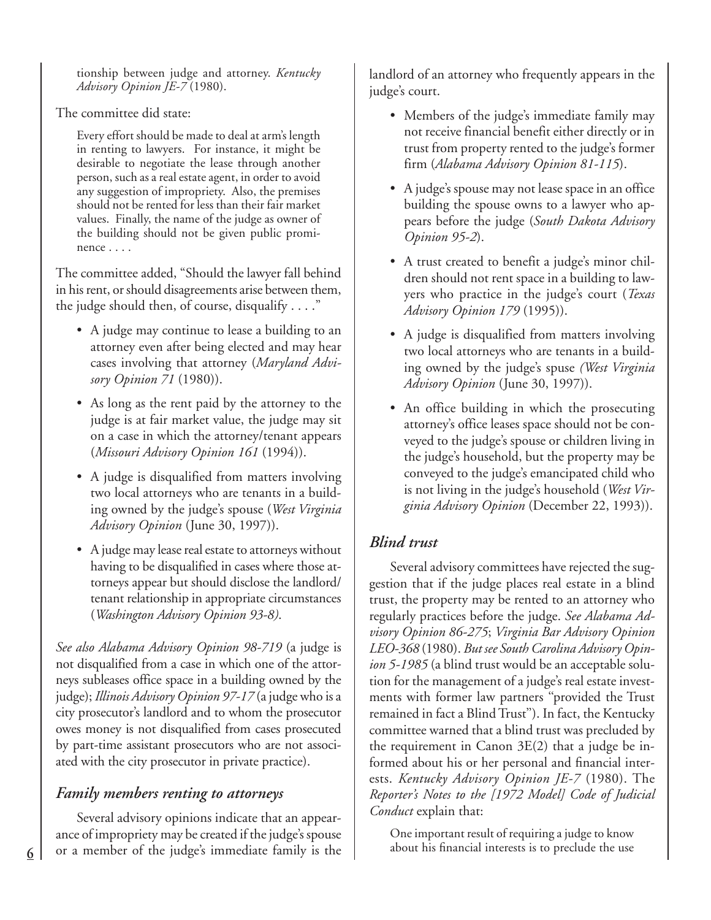tionship between judge and attorney. *Kentucky Advisory Opinion JE-7* (1980).

The committee did state:

> Every effort should be made to deal at arm's length in renting to lawyers. For instance, it might be desirable to negotiate the lease through another person, such as a real estate agent, in order to avoid any suggestion of impropriety. Also, the premises should not be rented for less than their fair market values. Finally, the name of the judge as owner of the building should not be given public prominence . . . .

The committee added, "Should the lawyer fall behind in his rent, or should disagreements arise between them, the judge should then, of course, disqualify . . . ."

- A judge may continue to lease a building to an attorney even after being elected and may hear cases involving that attorney (*Maryland Advisory Opinion 71* (1980)).
- As long as the rent paid by the attorney to the judge is at fair market value, the judge may sit on a case in which the attorney/tenant appears (*Missouri Advisory Opinion 161* (1994)).
- A judge is disqualified from matters involving two local attorneys who are tenants in a building owned by the judge's spouse (*West Virginia Advisory Opinion* (June 30, 1997)).
- A judge may lease real estate to attorneys without having to be disqualified in cases where those attorneys appear but should disclose the landlord/tenant relationship in appropriate circumstances (*Washington Advisory Opinion 93-8).*

*See also Alabama Advisory Opinion 98-719* (a judge is not disqualified from a case in which one of the attorneys subleases office space in a building owned by the judge); *Illinois Advisory Opinion 97-17* (a judge who is a city prosecutor's landlord and to whom the prosecutor owes money is not disqualified from cases prosecuted by part-time assistant prosecutors who are not associated with the city prosecutor in private practice).

### *Family members renting to attorneys*

Several advisory opinions indicate that an appearance of impropriety may be created if the judge's spouse or a member of the judge's immediate family is the landlord of an attorney who frequently appears in the judge's court.

- Members of the judge's immediate family may not receive financial benefit either directly or in trust from property rented to the judge's former firm (*Alabama Advisory Opinion 81-115*).
- A judge's spouse may not lease space in an office building the spouse owns to a lawyer who appears before the judge (*South Dakota Advisory Opinion 95-2*).
- A trust created to benefit a judge's minor children should not rent space in a building to lawyers who practice in the judge's court (*Texas Advisory Opinion 179* (1995)).
- A judge is disqualified from matters involving two local attorneys who are tenants in a building owned by the judge's spouse *(West Virginia Advisory Opinion* (June 30, 1997)).
- An office building in which the prosecuting attorney's office leases space should not be conveyed to the judge's spouse or children living in the judge's household, but the property may be conveyed to the judge's emancipated child who is not living in the judge's household (*West Virginia Advisory Opinion* (December 22, 1993)).

### *Blind trust*

Several advisory committees have rejected the suggestion that if the judge places real estate in a blind trust, the property may be rented to an attorney who regularly practices before the judge. *See Alabama Advisory Opinion 86-275*; *Virginia Bar Advisory Opinion LEO-368* (1980). *But see South Carolina Advisory Opinion 5-1985* (a blind trust would be an acceptable solution for the management of a judge's real estate investments with former law partners "provided the Trust remained in fact a Blind Trust"). In fact, the Kentucky committee warned that a blind trust was precluded by the requirement in Canon 3E(2) that a judge be informed about his or her personal and financial interests. *Kentucky Advisory Opinion JE-7* (1980). The *Reporter's Notes to the [1972 Model] Code of Judicial Conduct* explain that:

> One important result of requiring a judge to know about his financial interests is to preclude the use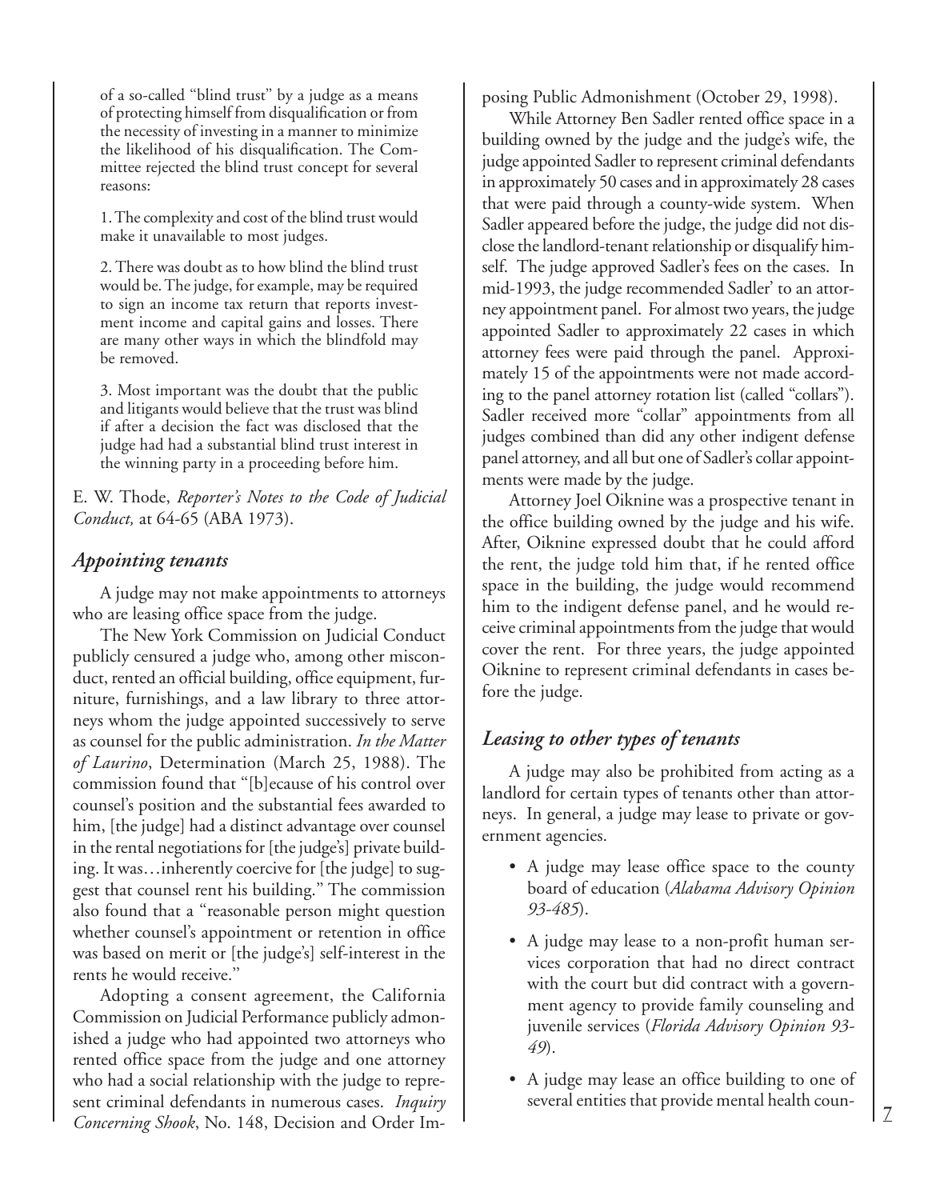of a so-called "blind trust" by a judge as a means of protecting himself from disqualification or from the necessity of investing in a manner to minimize the likelihood of his disqualification. The Committee rejected the blind trust concept for several reasons:

1. The complexity and cost of the blind trust would make it unavailable to most judges.

2. There was doubt as to how blind the blind trust would be. The judge, for example, may be required to sign an income tax return that reports investment income and capital gains and losses. There are many other ways in which the blindfold may be removed.

3. Most important was the doubt that the public and litigants would believe that the trust was blind if after a decision the fact was disclosed that the judge had had a substantial blind trust interest in the winning party in a proceeding before him.

E. W. Thode, *Reporter's Notes to the Code of Judicial Conduct,* at 64-65 (ABA 1973).

### *Appointing tenants*

A judge may not make appointments to attorneys who are leasing office space from the judge.

The New York Commission on Judicial Conduct publicly censured a judge who, among other misconduct, rented an official building, office equipment, furniture, furnishings, and a law library to three attorneys whom the judge appointed successively to serve as counsel for the public administration. *In the Matter of Laurino*, Determination (March 25, 1988). The commission found that "[b]ecause of his control over counsel's position and the substantial fees awarded to him, [the judge] had a distinct advantage over counsel in the rental negotiations for [the judge's] private building. It was…inherently coercive for [the judge] to suggest that counsel rent his building." The commission also found that a "reasonable person might question whether counsel's appointment or retention in office was based on merit or [the judge's] self-interest in the rents he would receive."

Adopting a consent agreement, the California Commission on Judicial Performance publicly admonished a judge who had appointed two attorneys who rented office space from the judge and one attorney who had a social relationship with the judge to represent criminal defendants in numerous cases. *Inquiry Concerning Shook*, No. 148, Decision and Order Imposing Public Admonishment (October 29, 1998).

While Attorney Ben Sadler rented office space in a building owned by the judge and the judge's wife, the judge appointed Sadler to represent criminal defendants in approximately 50 cases and in approximately 28 cases that were paid through a county-wide system. When Sadler appeared before the judge, the judge did not disclose the landlord-tenant relationship or disqualify himself. The judge approved Sadler's fees on the cases. In mid-1993, the judge recommended Sadler' to an attorney appointment panel. For almost two years, the judge appointed Sadler to approximately 22 cases in which attorney fees were paid through the panel. Approximately 15 of the appointments were not made according to the panel attorney rotation list (called "collars"). Sadler received more "collar" appointments from all judges combined than did any other indigent defense panel attorney, and all but one of Sadler's collar appointments were made by the judge.

Attorney Joel Oiknine was a prospective tenant in the office building owned by the judge and his wife. After, Oiknine expressed doubt that he could afford the rent, the judge told him that, if he rented office space in the building, the judge would recommend him to the indigent defense panel, and he would receive criminal appointments from the judge that would cover the rent. For three years, the judge appointed Oiknine to represent criminal defendants in cases before the judge.

### *Leasing to other types of tenants*

A judge may also be prohibited from acting as a landlord for certain types of tenants other than attorneys. In general, a judge may lease to private or government agencies.

- A judge may lease office space to the county board of education (*Alabama Advisory Opinion 93-485*).
- A judge may lease to a non-profit human services corporation that had no direct contract with the court but did contract with a government agency to provide family counseling and juvenile services (*Florida Advisory Opinion 93-49*).
- A judge may lease an office building to one of several entities that provide mental health coun-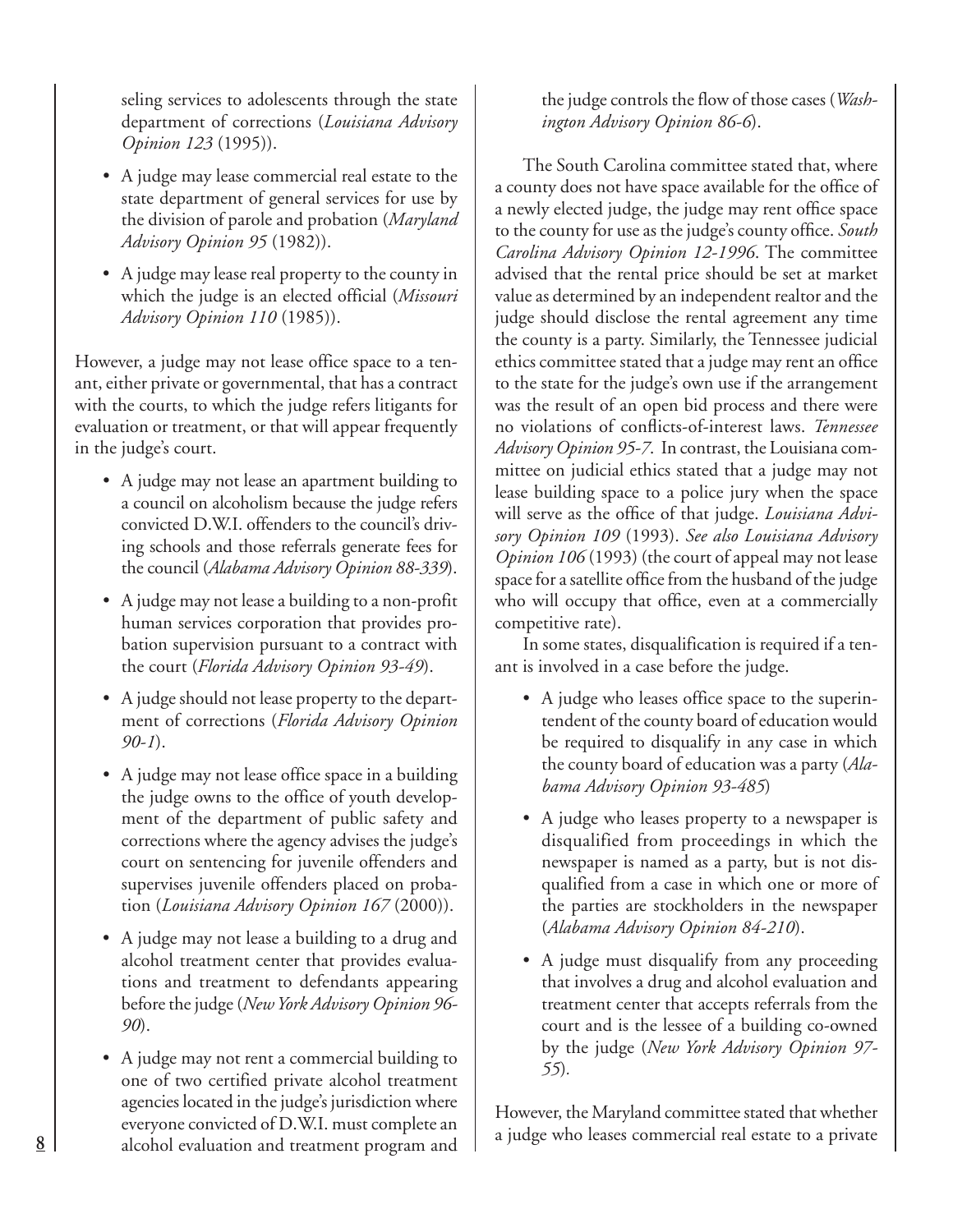seling services to adolescents through the state department of corrections (*Louisiana Advisory Opinion 123* (1995)).

- A judge may lease commercial real estate to the state department of general services for use by the division of parole and probation (*Maryland Advisory Opinion 95* (1982)).
- A judge may lease real property to the county in which the judge is an elected official (*Missouri Advisory Opinion 110* (1985)).

However, a judge may not lease office space to a tenant, either private or governmental, that has a contract with the courts, to which the judge refers litigants for evaluation or treatment, or that will appear frequently in the judge's court.

- A judge may not lease an apartment building to a council on alcoholism because the judge refers convicted D.W.I. offenders to the council's driving schools and those referrals generate fees for the council (*Alabama Advisory Opinion 88-339*).
- A judge may not lease a building to a non-profit human services corporation that provides probation supervision pursuant to a contract with the court (*Florida Advisory Opinion 93-49*).
- A judge should not lease property to the department of corrections (*Florida Advisory Opinion 90-1*).
- A judge may not lease office space in a building the judge owns to the office of youth development of the department of public safety and corrections where the agency advises the judge's court on sentencing for juvenile offenders and supervises juvenile offenders placed on probation (*Louisiana Advisory Opinion 167* (2000)).
- A judge may not lease a building to a drug and alcohol treatment center that provides evaluations and treatment to defendants appearing before the judge (*New York Advisory Opinion 96-90*).
- A judge may not rent a commercial building to one of two certified private alcohol treatment agencies located in the judge's jurisdiction where everyone convicted of D.W.I. must complete an alcohol evaluation and treatment program and the judge controls the flow of those cases (*Washington Advisory Opinion 86-6*).

The South Carolina committee stated that, where a county does not have space available for the office of a newly elected judge, the judge may rent office space to the county for use as the judge's county office. *South Carolina Advisory Opinion 12-1996*. The committee advised that the rental price should be set at market value as determined by an independent realtor and the judge should disclose the rental agreement any time the county is a party. Similarly, the Tennessee judicial ethics committee stated that a judge may rent an office to the state for the judge's own use if the arrangement was the result of an open bid process and there were no violations of conflicts-of-interest laws. *Tennessee Advisory Opinion 95-7*. In contrast, the Louisiana committee on judicial ethics stated that a judge may not lease building space to a police jury when the space will serve as the office of that judge. *Louisiana Advisory Opinion 109* (1993). *See also Louisiana Advisory Opinion 106* (1993) (the court of appeal may not lease space for a satellite office from the husband of the judge who will occupy that office, even at a commercially competitive rate).

In some states, disqualification is required if a tenant is involved in a case before the judge.

- A judge who leases office space to the superintendent of the county board of education would be required to disqualify in any case in which the county board of education was a party (*Alabama Advisory Opinion 93-485*)
- A judge who leases property to a newspaper is disqualified from proceedings in which the newspaper is named as a party, but is not disqualified from a case in which one or more of the parties are stockholders in the newspaper (*Alabama Advisory Opinion 84-210*).
- A judge must disqualify from any proceeding that involves a drug and alcohol evaluation and treatment center that accepts referrals from the court and is the lessee of a building co-owned by the judge (*New York Advisory Opinion 97-55*).

However, the Maryland committee stated that whether a judge who leases commercial real estate to a private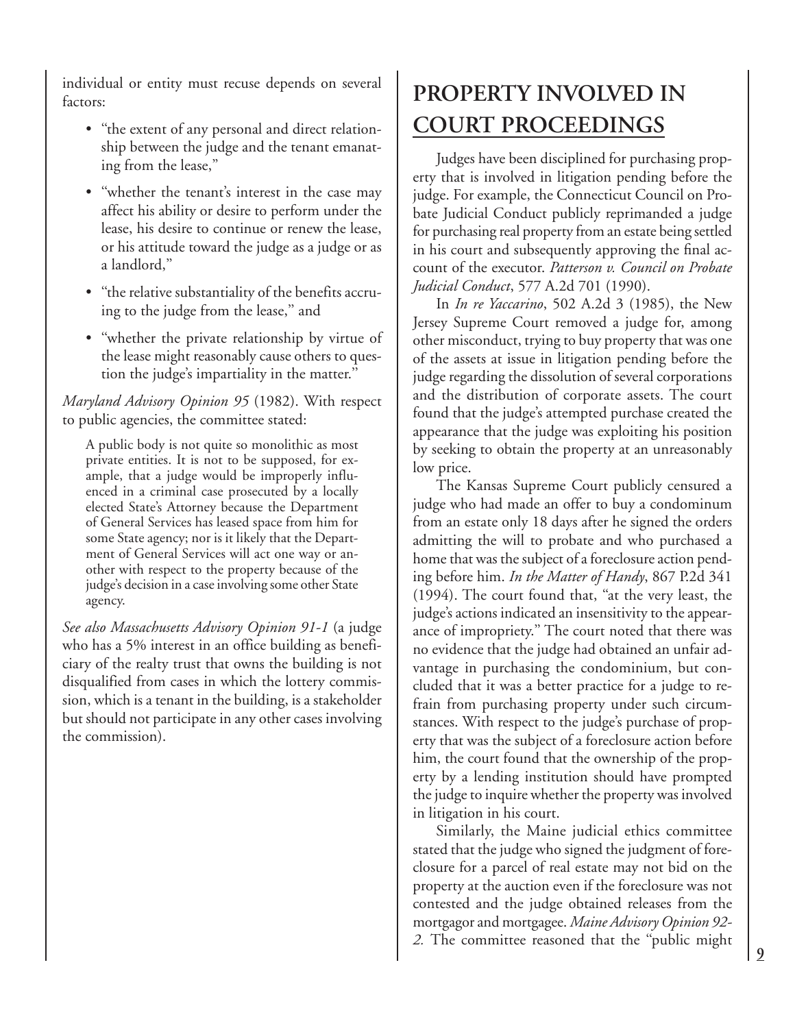individual or entity must recuse depends on several factors:

- "the extent of any personal and direct relationship between the judge and the tenant emanating from the lease,"
- "whether the tenant's interest in the case may affect his ability or desire to perform under the lease, his desire to continue or renew the lease, or his attitude toward the judge as a judge or as a landlord,"
- "the relative substantiality of the benefits accruing to the judge from the lease," and
- "whether the private relationship by virtue of the lease might reasonably cause others to question the judge's impartiality in the matter."

*Maryland Advisory Opinion 95* (1982). With respect to public agencies, the committee stated:

> A public body is not quite so monolithic as most private entities. It is not to be supposed, for example, that a judge would be improperly influenced in a criminal case prosecuted by a locally elected State's Attorney because the Department of General Services has leased space from him for some State agency; nor is it likely that the Department of General Services will act one way or another with respect to the property because of the judge's decision in a case involving some other State agency.

*See also Massachusetts Advisory Opinion 91-1* (a judge who has a 5% interest in an office building as beneficiary of the realty trust that owns the building is not disqualified from cases in which the lottery commission, which is a tenant in the building, is a stakeholder but should not participate in any other cases involving the commission).

## PROPERTY INVOLVED IN COURT PROCEEDINGS

Judges have been disciplined for purchasing property that is involved in litigation pending before the judge. For example, the Connecticut Council on Probate Judicial Conduct publicly reprimanded a judge for purchasing real property from an estate being settled in his court and subsequently approving the final account of the executor. *Patterson v. Council on Probate Judicial Conduct*, 577 A.2d 701 (1990).

In *In re Yaccarino*, 502 A.2d 3 (1985), the New Jersey Supreme Court removed a judge for, among other misconduct, trying to buy property that was one of the assets at issue in litigation pending before the judge regarding the dissolution of several corporations and the distribution of corporate assets. The court found that the judge's attempted purchase created the appearance that the judge was exploiting his position by seeking to obtain the property at an unreasonably low price.

The Kansas Supreme Court publicly censured a judge who had made an offer to buy a condominum from an estate only 18 days after he signed the orders admitting the will to probate and who purchased a home that was the subject of a foreclosure action pending before him. *In the Matter of Handy*, 867 P.2d 341 (1994). The court found that, "at the very least, the judge's actions indicated an insensitivity to the appearance of impropriety." The court noted that there was no evidence that the judge had obtained an unfair advantage in purchasing the condominium, but concluded that it was a better practice for a judge to refrain from purchasing property under such circumstances. With respect to the judge's purchase of property that was the subject of a foreclosure action before him, the court found that the ownership of the property by a lending institution should have prompted the judge to inquire whether the property was involved in litigation in his court.

Similarly, the Maine judicial ethics committee stated that the judge who signed the judgment of foreclosure for a parcel of real estate may not bid on the property at the auction even if the foreclosure was not contested and the judge obtained releases from the mortgagor and mortgagee. *Maine Advisory Opinion 92-2.* The committee reasoned that the "public might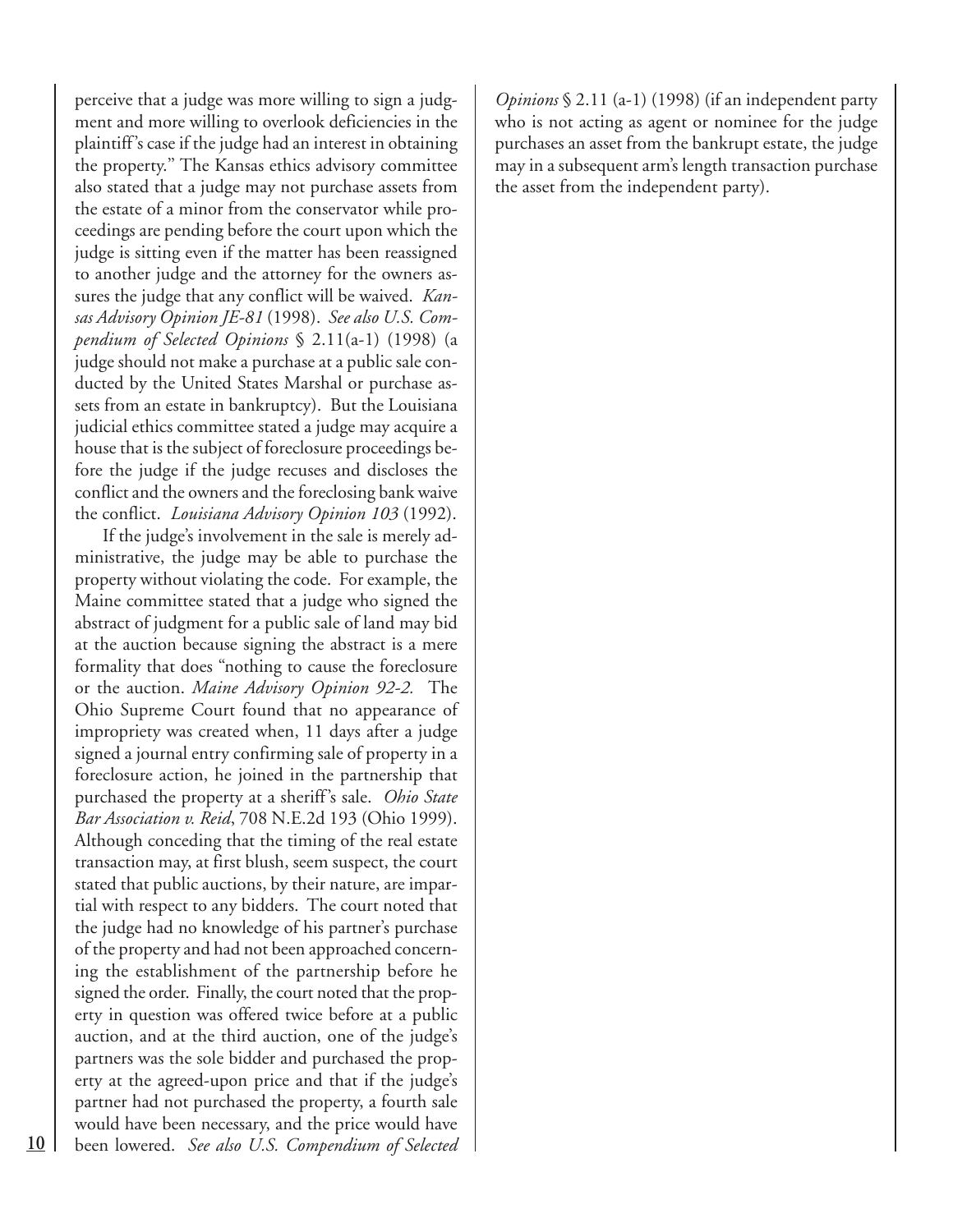perceive that a judge was more willing to sign a judgment and more willing to overlook deficiencies in the plaintiff's case if the judge had an interest in obtaining the property." The Kansas ethics advisory committee also stated that a judge may not purchase assets from the estate of a minor from the conservator while proceedings are pending before the court upon which the judge is sitting even if the matter has been reassigned to another judge and the attorney for the owners assures the judge that any conflict will be waived. *Kansas Advisory Opinion JE-81* (1998). *See also U.S. Compendium of Selected Opinions* § 2.11(a-1) (1998) (a judge should not make a purchase at a public sale conducted by the United States Marshal or purchase assets from an estate in bankruptcy). But the Louisiana judicial ethics committee stated a judge may acquire a house that is the subject of foreclosure proceedings before the judge if the judge recuses and discloses the conflict and the owners and the foreclosing bank waive the conflict. *Louisiana Advisory Opinion 103* (1992).

If the judge's involvement in the sale is merely administrative, the judge may be able to purchase the property without violating the code. For example, the Maine committee stated that a judge who signed the abstract of judgment for a public sale of land may bid at the auction because signing the abstract is a mere formality that does "nothing to cause the foreclosure or the auction. *Maine Advisory Opinion 92-2.* The Ohio Supreme Court found that no appearance of impropriety was created when, 11 days after a judge signed a journal entry confirming sale of property in a foreclosure action, he joined in the partnership that purchased the property at a sheriff's sale. *Ohio State Bar Association v. Reid*, 708 N.E.2d 193 (Ohio 1999). Although conceding that the timing of the real estate transaction may, at first blush, seem suspect, the court stated that public auctions, by their nature, are impartial with respect to any bidders. The court noted that the judge had no knowledge of his partner's purchase of the property and had not been approached concerning the establishment of the partnership before he signed the order. Finally, the court noted that the property in question was offered twice before at a public auction, and at the third auction, one of the judge's partners was the sole bidder and purchased the property at the agreed-upon price and that if the judge's partner had not purchased the property, a fourth sale would have been necessary, and the price would have been lowered. *See also U.S. Compendium of Selected Opinions* § 2.11 (a-1) (1998) (if an independent party who is not acting as agent or nominee for the judge purchases an asset from the bankrupt estate, the judge may in a subsequent arm's length transaction purchase the asset from the independent party).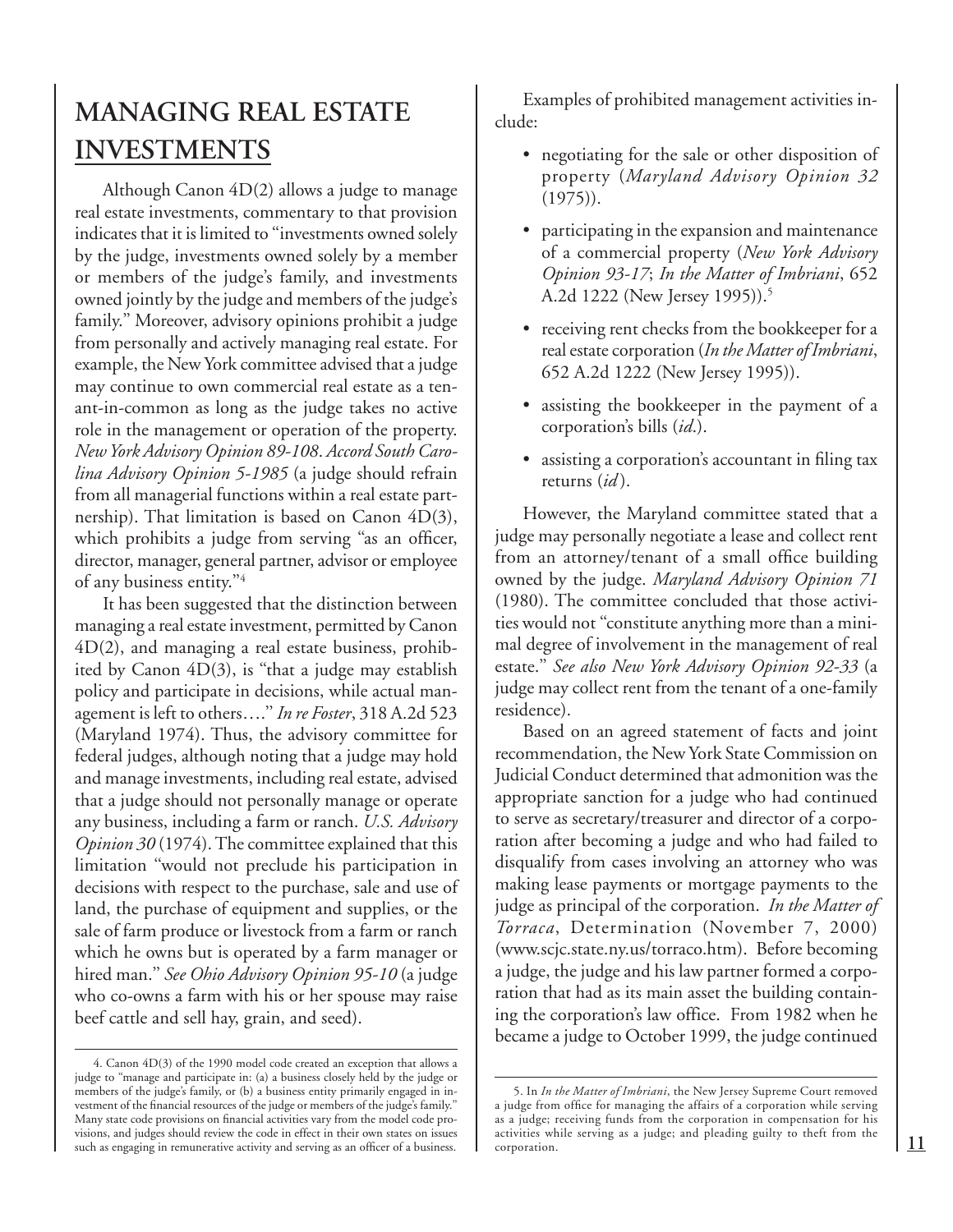## MANAGING REAL ESTATE INVESTMENTS

Although Canon 4D(2) allows a judge to manage real estate investments, commentary to that provision indicates that it is limited to "investments owned solely by the judge, investments owned solely by a member or members of the judge's family, and investments owned jointly by the judge and members of the judge's family." Moreover, advisory opinions prohibit a judge from personally and actively managing real estate. For example, the New York committee advised that a judge may continue to own commercial real estate as a tenant-in-common as long as the judge takes no active role in the management or operation of the property. *New York Advisory Opinion 89-108*. *Accord South Carolina Advisory Opinion 5-1985* (a judge should refrain from all managerial functions within a real estate partnership). That limitation is based on Canon 4D(3), which prohibits a judge from serving "as an officer, director, manager, general partner, advisor or employee of any business entity."[4]

It has been suggested that the distinction between managing a real estate investment, permitted by Canon 4D(2), and managing a real estate business, prohibited by Canon 4D(3), is "that a judge may establish policy and participate in decisions, while actual management is left to others…." *In re Foster*, 318 A.2d 523 (Maryland 1974). Thus, the advisory committee for federal judges, although noting that a judge may hold and manage investments, including real estate, advised that a judge should not personally manage or operate any business, including a farm or ranch. *U.S. Advisory Opinion 30* (1974). The committee explained that this limitation "would not preclude his participation in decisions with respect to the purchase, sale and use of land, the purchase of equipment and supplies, or the sale of farm produce or livestock from a farm or ranch which he owns but is operated by a farm manager or hired man." *See Ohio Advisory Opinion 95-10* (a judge who co-owns a farm with his or her spouse may raise beef cattle and sell hay, grain, and seed).

Examples of prohibited management activities include:

- negotiating for the sale or other disposition of property (*Maryland Advisory Opinion 32* (1975)).
- participating in the expansion and maintenance of a commercial property (*New York Advisory Opinion 93-17*; *In the Matter of Imbriani*, 652 A.2d 1222 (New Jersey 1995)).[5]
- receiving rent checks from the bookkeeper for a real estate corporation (*In the Matter of Imbriani*, 652 A.2d 1222 (New Jersey 1995)).
- assisting the bookkeeper in the payment of a corporation's bills (*id.*).
- assisting a corporation's accountant in filing tax returns (*id*).

However, the Maryland committee stated that a judge may personally negotiate a lease and collect rent from an attorney/tenant of a small office building owned by the judge. *Maryland Advisory Opinion 71* (1980). The committee concluded that those activities would not "constitute anything more than a minimal degree of involvement in the management of real estate." *See also New York Advisory Opinion 92-33* (a judge may collect rent from the tenant of a one-family residence).

Based on an agreed statement of facts and joint recommendation, the New York State Commission on Judicial Conduct determined that admonition was the appropriate sanction for a judge who had continued to serve as secretary/treasurer and director of a corporation after becoming a judge and who had failed to disqualify from cases involving an attorney who was making lease payments or mortgage payments to the judge as principal of the corporation. *In the Matter of Torraca*, Determination (November 7, 2000) (www.scjc.state.ny.us/torraco.htm). Before becoming a judge, the judge and his law partner formed a corporation that had as its main asset the building containing the corporation's law office. From 1982 when he became a judge to October 1999, the judge continued

---

4. Canon 4D(3) of the 1990 model code created an exception that allows a judge to "manage and participate in: (a) a business closely held by the judge or members of the judge's family, or (b) a business entity primarily engaged in investment of the financial resources of the judge or members of the judge's family." Many state code provisions on financial activities vary from the model code provisions, and judges should review the code in effect in their own states on issues such as engaging in remunerative activity and serving as an officer of a business.

5. In *In the Matter of Imbriani*, the New Jersey Supreme Court removed a judge from office for managing the affairs of a corporation while serving as a judge; receiving funds from the corporation in compensation for his activities while serving as a judge; and pleading guilty to theft from the corporation.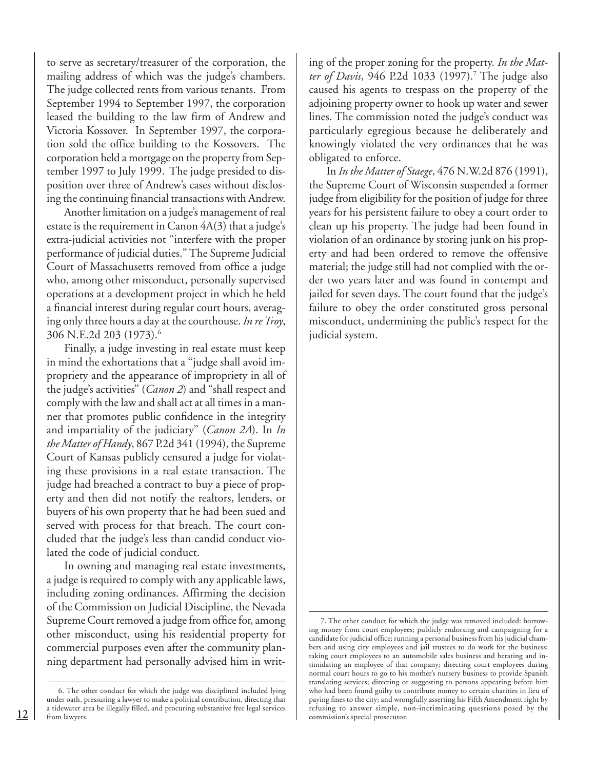to serve as secretary/treasurer of the corporation, the mailing address of which was the judge's chambers. The judge collected rents from various tenants. From September 1994 to September 1997, the corporation leased the building to the law firm of Andrew and Victoria Kossover. In September 1997, the corporation sold the office building to the Kossovers. The corporation held a mortgage on the property from September 1997 to July 1999. The judge presided to disposition over three of Andrew's cases without disclosing the continuing financial transactions with Andrew.

Another limitation on a judge's management of real estate is the requirement in Canon 4A(3) that a judge's extra-judicial activities not "interfere with the proper performance of judicial duties." The Supreme Judicial Court of Massachusetts removed from office a judge who, among other misconduct, personally supervised operations at a development project in which he held a financial interest during regular court hours, averaging only three hours a day at the courthouse. *In re Troy*, 306 N.E.2d 203 (1973).[6]

Finally, a judge investing in real estate must keep in mind the exhortations that a "judge shall avoid impropriety and the appearance of impropriety in all of the judge's activities" (*Canon 2*) and "shall respect and comply with the law and shall act at all times in a manner that promotes public confidence in the integrity and impartiality of the judiciary" (*Canon 2A*). In *In the Matter of Handy*, 867 P.2d 341 (1994), the Supreme Court of Kansas publicly censured a judge for violating these provisions in a real estate transaction. The judge had breached a contract to buy a piece of property and then did not notify the realtors, lenders, or buyers of his own property that he had been sued and served with process for that breach. The court concluded that the judge's less than candid conduct violated the code of judicial conduct.

In owning and managing real estate investments, a judge is required to comply with any applicable laws, including zoning ordinances. Affirming the decision of the Commission on Judicial Discipline, the Nevada Supreme Court removed a judge from office for, among other misconduct, using his residential property for commercial purposes even after the community planning department had personally advised him in writing of the proper zoning for the property. *In the Matter of Davis*, 946 P.2d 1033 (1997).[7] The judge also caused his agents to trespass on the property of the adjoining property owner to hook up water and sewer lines. The commission noted the judge's conduct was particularly egregious because he deliberately and knowingly violated the very ordinances that he was obligated to enforce.

In *In the Matter of Staege*, 476 N.W.2d 876 (1991), the Supreme Court of Wisconsin suspended a former judge from eligibility for the position of judge for three years for his persistent failure to obey a court order to clean up his property. The judge had been found in violation of an ordinance by storing junk on his property and had been ordered to remove the offensive material; the judge still had not complied with the order two years later and was found in contempt and jailed for seven days. The court found that the judge's failure to obey the order constituted gross personal misconduct, undermining the public's respect for the judicial system.

---

6. The other conduct for which the judge was disciplined included lying under oath, pressuring a lawyer to make a political contribution, directing that a tidewater area be illegally filled, and procuring substantive free legal services from lawyers.

7. The other conduct for which the judge was removed included: borrowing money from court employees; publicly endorsing and campaigning for a candidate for judicial office; running a personal business from his judicial chambers and using city employees and jail trustees to do work for the business; taking court employees to an automobile sales business and berating and intimidating an employee of that company; directing court employees during normal court hours to go to his mother's nursery business to provide Spanish translating services; directing or suggesting to persons appearing before him who had been found guilty to contribute money to certain charities in lieu of paying fines to the city; and wrongfully asserting his Fifth Amendment right by refusing to answer simple, non-incriminating questions posed by the commission's special prosecutor.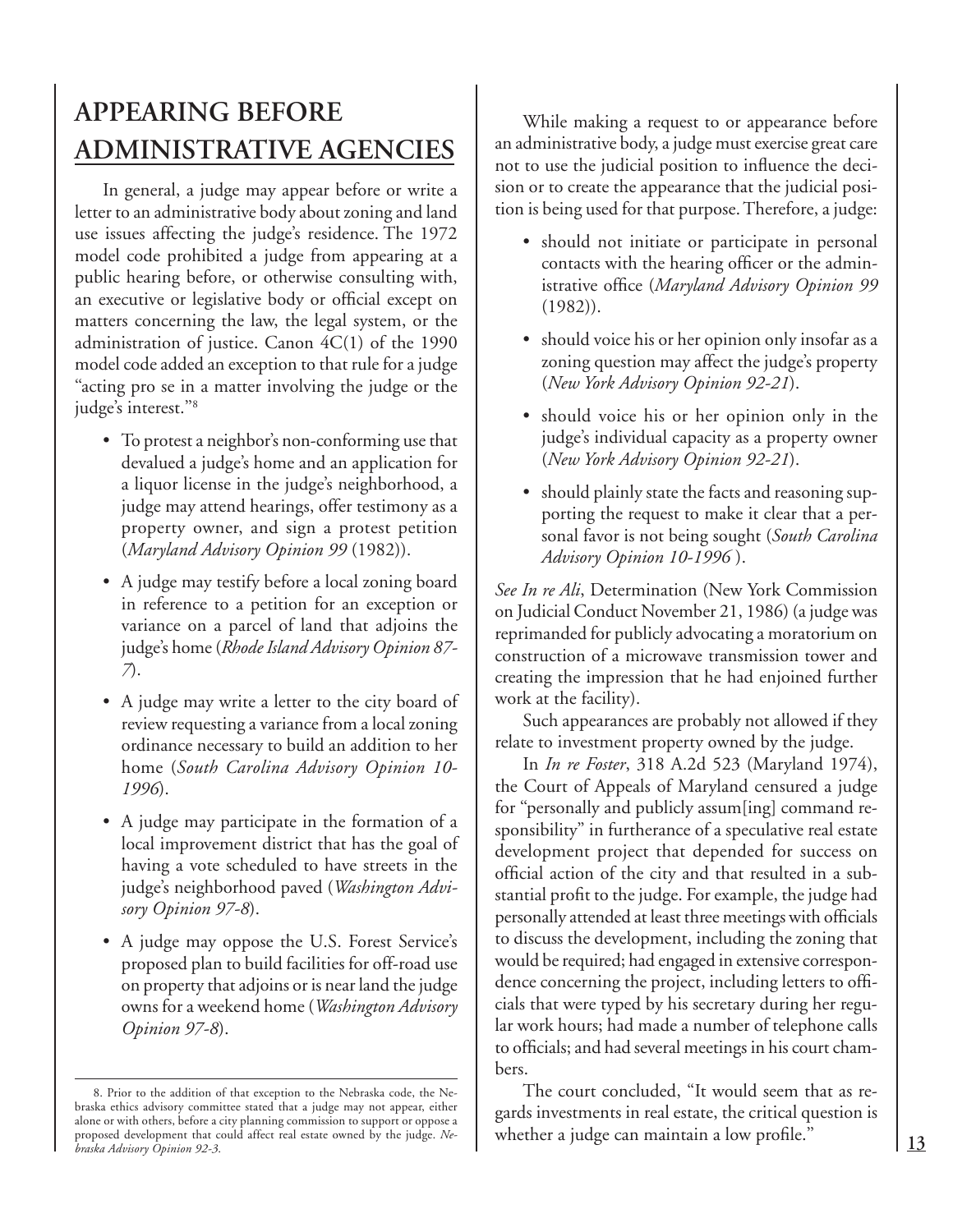# APPEARING BEFORE ADMINISTRATIVE AGENCIES

In general, a judge may appear before or write a letter to an administrative body about zoning and land use issues affecting the judge's residence. The 1972 model code prohibited a judge from appearing at a public hearing before, or otherwise consulting with, an executive or legislative body or official except on matters concerning the law, the legal system, or the administration of justice. Canon 4C(1) of the 1990 model code added an exception to that rule for a judge "acting pro se in a matter involving the judge or the judge's interest."[8]

- To protest a neighbor's non-conforming use that devalued a judge's home and an application for a liquor license in the judge's neighborhood, a judge may attend hearings, offer testimony as a property owner, and sign a protest petition (*Maryland Advisory Opinion 99* (1982)).
- A judge may testify before a local zoning board in reference to a petition for an exception or variance on a parcel of land that adjoins the judge's home (*Rhode Island Advisory Opinion 87-7*).
- A judge may write a letter to the city board of review requesting a variance from a local zoning ordinance necessary to build an addition to her home (*South Carolina Advisory Opinion 10-1996*).
- A judge may participate in the formation of a local improvement district that has the goal of having a vote scheduled to have streets in the judge's neighborhood paved (*Washington Advisory Opinion 97-8*).
- A judge may oppose the U.S. Forest Service's proposed plan to build facilities for off-road use on property that adjoins or is near land the judge owns for a weekend home (*Washington Advisory Opinion 97-8*).

While making a request to or appearance before an administrative body, a judge must exercise great care not to use the judicial position to influence the decision or to create the appearance that the judicial position is being used for that purpose. Therefore, a judge:

- should not initiate or participate in personal contacts with the hearing officer or the administrative office (*Maryland Advisory Opinion 99* (1982)).
- should voice his or her opinion only insofar as a zoning question may affect the judge's property (*New York Advisory Opinion 92-21*).
- should voice his or her opinion only in the judge's individual capacity as a property owner (*New York Advisory Opinion 92-21*).
- should plainly state the facts and reasoning supporting the request to make it clear that a personal favor is not being sought (*South Carolina Advisory Opinion 10-1996* ).

*See In re Ali*, Determination (New York Commission on Judicial Conduct November 21, 1986) (a judge was reprimanded for publicly advocating a moratorium on construction of a microwave transmission tower and creating the impression that he had enjoined further work at the facility).

Such appearances are probably not allowed if they relate to investment property owned by the judge.

In *In re Foster*, 318 A.2d 523 (Maryland 1974), the Court of Appeals of Maryland censured a judge for "personally and publicly assum[ing] command responsibility" in furtherance of a speculative real estate development project that depended for success on official action of the city and that resulted in a substantial profit to the judge. For example, the judge had personally attended at least three meetings with officials to discuss the development, including the zoning that would be required; had engaged in extensive correspondence concerning the project, including letters to officials that were typed by his secretary during her regular work hours; had made a number of telephone calls to officials; and had several meetings in his court chambers.

The court concluded, "It would seem that as regards investments in real estate, the critical question is whether a judge can maintain a low profile."

---

8. Prior to the addition of that exception to the Nebraska code, the Nebraska ethics advisory committee stated that a judge may not appear, either alone or with others, before a city planning commission to support or oppose a proposed development that could affect real estate owned by the judge. *Nebraska Advisory Opinion 92-3.*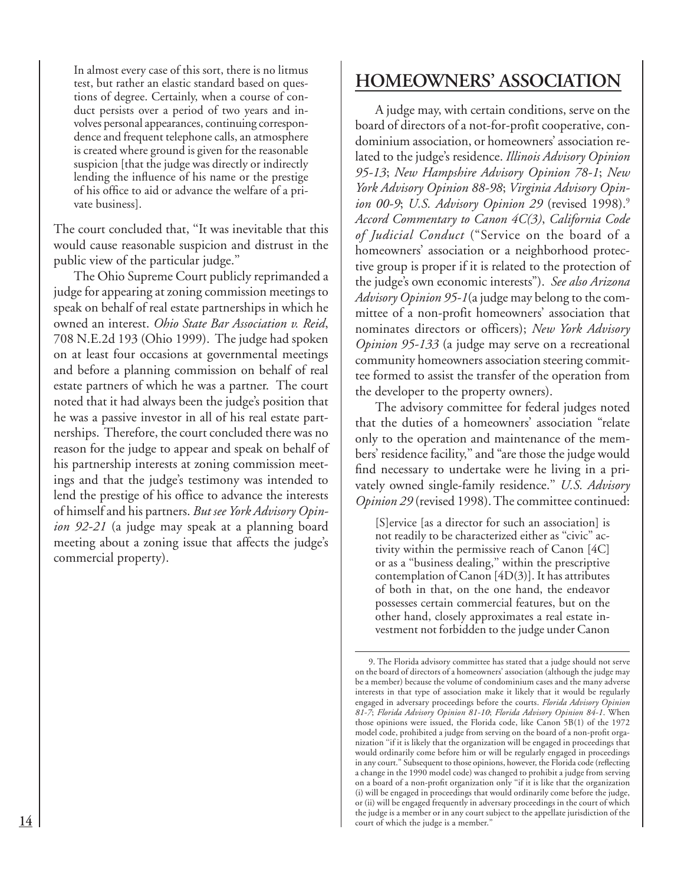In almost every case of this sort, there is no litmus test, but rather an elastic standard based on questions of degree. Certainly, when a course of conduct persists over a period of two years and involves personal appearances, continuing correspondence and frequent telephone calls, an atmosphere is created where ground is given for the reasonable suspicion [that the judge was directly or indirectly lending the influence of his name or the prestige of his office to aid or advance the welfare of a private business].

The court concluded that, "It was inevitable that this would cause reasonable suspicion and distrust in the public view of the particular judge."

The Ohio Supreme Court publicly reprimanded a judge for appearing at zoning commission meetings to speak on behalf of real estate partnerships in which he owned an interest. *Ohio State Bar Association v. Reid*, 708 N.E.2d 193 (Ohio 1999). The judge had spoken on at least four occasions at governmental meetings and before a planning commission on behalf of real estate partners of which he was a partner. The court noted that it had always been the judge's position that he was a passive investor in all of his real estate partnerships. Therefore, the court concluded there was no reason for the judge to appear and speak on behalf of his partnership interests at zoning commission meetings and that the judge's testimony was intended to lend the prestige of his office to advance the interests of himself and his partners. *But see York Advisory Opinion 92-21* (a judge may speak at a planning board meeting about a zoning issue that affects the judge's commercial property).

## HOMEOWNERS' ASSOCIATION

A judge may, with certain conditions, serve on the board of directors of a not-for-profit cooperative, condominium association, or homeowners' association related to the judge's residence. *Illinois Advisory Opinion 95-13*; *New Hampshire Advisory Opinion 78-1*; *New York Advisory Opinion 88-98*; *Virginia Advisory Opinion 00-9*; *U.S. Advisory Opinion 29* (revised 1998).[9] *Accord Commentary to Canon 4C(3)*, *California Code of Judicial Conduct* ("Service on the board of a homeowners' association or a neighborhood protective group is proper if it is related to the protection of the judge's own economic interests"). *See also Arizona Advisory Opinion 95-1* (a judge may belong to the committee of a non-profit homeowners' association that nominates directors or officers); *New York Advisory Opinion 95-133* (a judge may serve on a recreational community homeowners association steering committee formed to assist the transfer of the operation from the developer to the property owners).

The advisory committee for federal judges noted that the duties of a homeowners' association "relate only to the operation and maintenance of the members' residence facility," and "are those the judge would find necessary to undertake were he living in a privately owned single-family residence." *U.S. Advisory Opinion 29* (revised 1998). The committee continued:

> [S]ervice [as a director for such an association] is not readily to be characterized either as "civic" activity within the permissive reach of Canon [4C] or as a "business dealing," within the prescriptive contemplation of Canon [4D(3)]. It has attributes of both in that, on the one hand, the endeavor possesses certain commercial features, but on the other hand, closely approximates a real estate investment not forbidden to the judge under Canon

9. The Florida advisory committee has stated that a judge should not serve on the board of directors of a homeowners' association (although the judge may be a member) because the volume of condominium cases and the many adverse interests in that type of association make it likely that it would be regularly engaged in adversary proceedings before the courts. *Florida Advisory Opinion 81-7*; *Florida Advisory Opinion 81-10*; *Florida Advisory Opinion 84-1*. When those opinions were issued, the Florida code, like Canon 5B(1) of the 1972 model code, prohibited a judge from serving on the board of a non-profit organization "if it is likely that the organization will be engaged in proceedings that would ordinarily come before him or will be regularly engaged in proceedings in any court." Subsequent to those opinions, however, the Florida code (reflecting a change in the 1990 model code) was changed to prohibit a judge from serving on a board of a non-profit organization only "if it is like that the organization (i) will be engaged in proceedings that would ordinarily come before the judge, or (ii) will be engaged frequently in adversary proceedings in the court of which the judge is a member or in any court subject to the appellate jurisdiction of the court of which the judge is a member."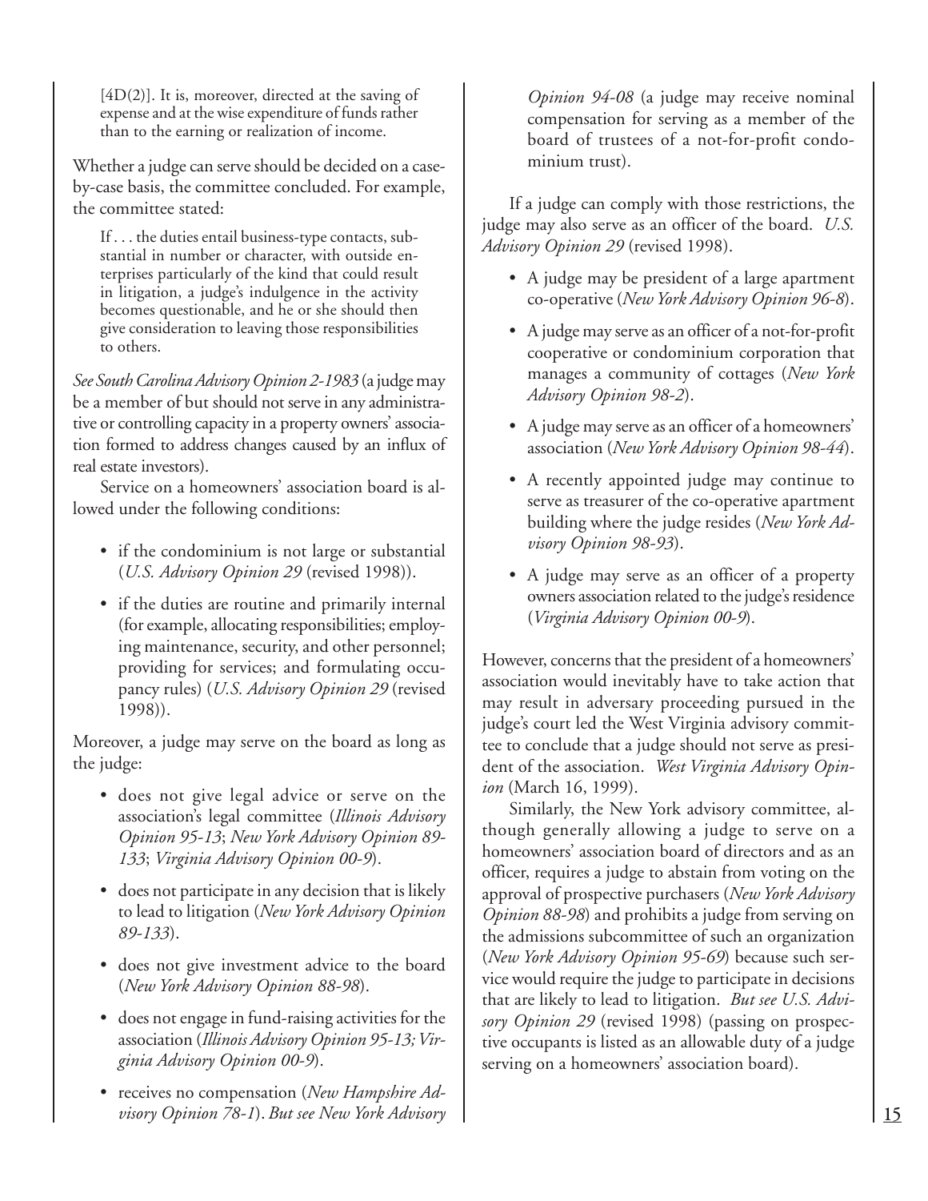> [4D(2)]. It is, moreover, directed at the saving of expense and at the wise expenditure of funds rather than to the earning or realization of income.

Whether a judge can serve should be decided on a case-by-case basis, the committee concluded. For example, the committee stated:

> If . . . the duties entail business-type contacts, substantial in number or character, with outside enterprises particularly of the kind that could result in litigation, a judge's indulgence in the activity becomes questionable, and he or she should then give consideration to leaving those responsibilities to others.

*See South Carolina Advisory Opinion 2-1983* (a judge may be a member of but should not serve in any administrative or controlling capacity in a property owners' association formed to address changes caused by an influx of real estate investors).

Service on a homeowners' association board is allowed under the following conditions:

- if the condominium is not large or substantial (*U.S. Advisory Opinion 29* (revised 1998)).
- if the duties are routine and primarily internal (for example, allocating responsibilities; employing maintenance, security, and other personnel; providing for services; and formulating occupancy rules) (*U.S. Advisory Opinion 29* (revised 1998)).

Moreover, a judge may serve on the board as long as the judge:

- does not give legal advice or serve on the association's legal committee (*Illinois Advisory Opinion 95-13*; *New York Advisory Opinion 89-133*; *Virginia Advisory Opinion 00-9*).
- does not participate in any decision that is likely to lead to litigation (*New York Advisory Opinion 89-133*).
- does not give investment advice to the board (*New York Advisory Opinion 88-98*).
- does not engage in fund-raising activities for the association (*Illinois Advisory Opinion 95-13; Virginia Advisory Opinion 00-9*).
- receives no compensation (*New Hampshire Advisory Opinion 78-1*). *But see New York Advisory Opinion 94-08* (a judge may receive nominal compensation for serving as a member of the board of trustees of a not-for-profit condominium trust).

If a judge can comply with those restrictions, the judge may also serve as an officer of the board. *U.S. Advisory Opinion 29* (revised 1998).

- A judge may be president of a large apartment co-operative (*New York Advisory Opinion 96-8*).
- A judge may serve as an officer of a not-for-profit cooperative or condominium corporation that manages a community of cottages (*New York Advisory Opinion 98-2*).
- A judge may serve as an officer of a homeowners' association (*New York Advisory Opinion 98-44*).
- A recently appointed judge may continue to serve as treasurer of the co-operative apartment building where the judge resides (*New York Advisory Opinion 98-93*).
- A judge may serve as an officer of a property owners association related to the judge's residence (*Virginia Advisory Opinion 00-9*).

However, concerns that the president of a homeowners' association would inevitably have to take action that may result in adversary proceeding pursued in the judge's court led the West Virginia advisory committee to conclude that a judge should not serve as president of the association. *West Virginia Advisory Opinion* (March 16, 1999).

Similarly, the New York advisory committee, although generally allowing a judge to serve on a homeowners' association board of directors and as an officer, requires a judge to abstain from voting on the approval of prospective purchasers (*New York Advisory Opinion 88-98*) and prohibits a judge from serving on the admissions subcommittee of such an organization (*New York Advisory Opinion 95-69*) because such service would require the judge to participate in decisions that are likely to lead to litigation. *But see U.S. Advisory Opinion 29* (revised 1998) (passing on prospective occupants is listed as an allowable duty of a judge serving on a homeowners' association board).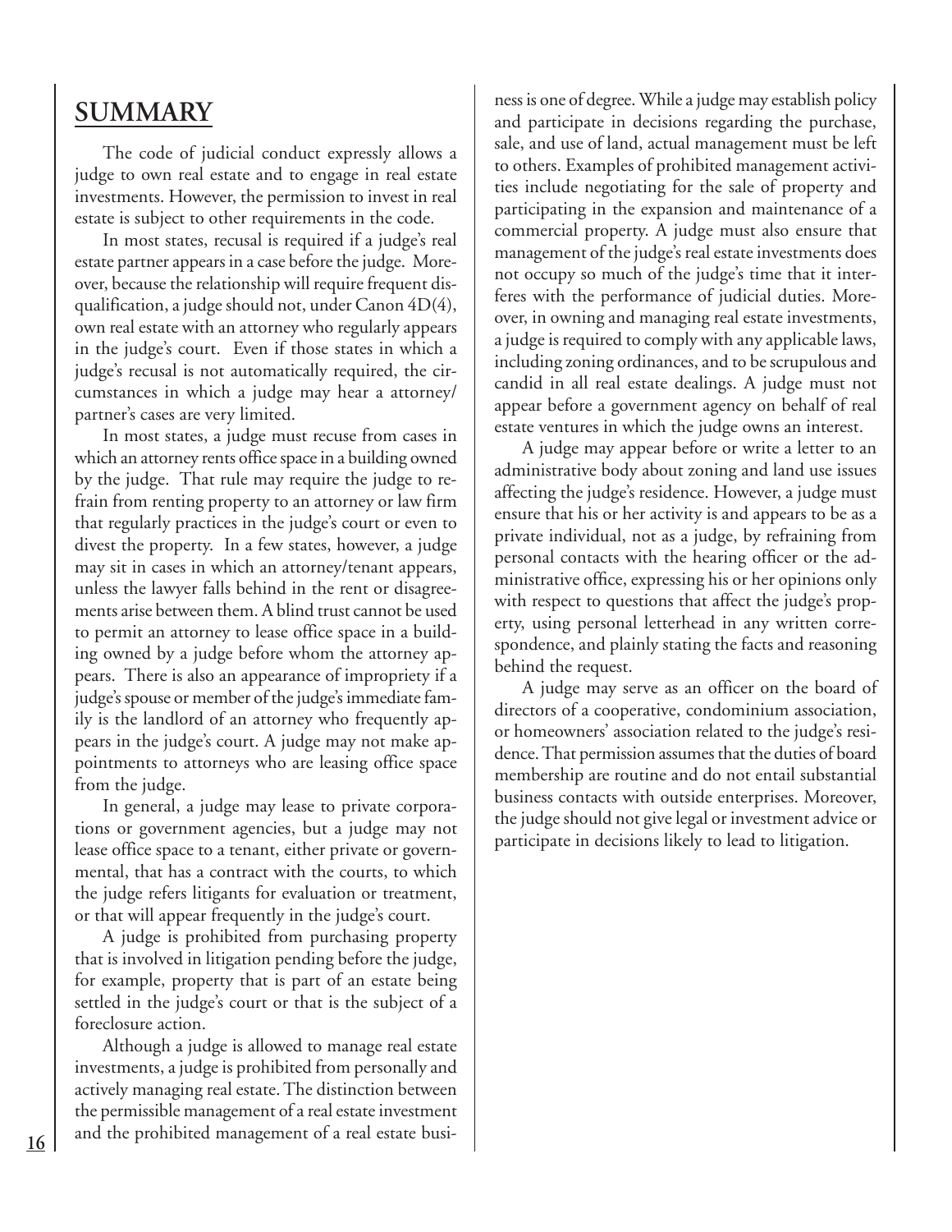## SUMMARY

The code of judicial conduct expressly allows a judge to own real estate and to engage in real estate investments. However, the permission to invest in real estate is subject to other requirements in the code.

In most states, recusal is required if a judge's real estate partner appears in a case before the judge. Moreover, because the relationship will require frequent disqualification, a judge should not, under Canon 4D(4), own real estate with an attorney who regularly appears in the judge's court. Even if those states in which a judge's recusal is not automatically required, the circumstances in which a judge may hear a attorney/partner's cases are very limited.

In most states, a judge must recuse from cases in which an attorney rents office space in a building owned by the judge. That rule may require the judge to refrain from renting property to an attorney or law firm that regularly practices in the judge's court or even to divest the property. In a few states, however, a judge may sit in cases in which an attorney/tenant appears, unless the lawyer falls behind in the rent or disagreements arise between them. A blind trust cannot be used to permit an attorney to lease office space in a building owned by a judge before whom the attorney appears. There is also an appearance of impropriety if a judge's spouse or member of the judge's immediate family is the landlord of an attorney who frequently appears in the judge's court. A judge may not make appointments to attorneys who are leasing office space from the judge.

In general, a judge may lease to private corporations or government agencies, but a judge may not lease office space to a tenant, either private or governmental, that has a contract with the courts, to which the judge refers litigants for evaluation or treatment, or that will appear frequently in the judge's court.

A judge is prohibited from purchasing property that is involved in litigation pending before the judge, for example, property that is part of an estate being settled in the judge's court or that is the subject of a foreclosure action.

Although a judge is allowed to manage real estate investments, a judge is prohibited from personally and actively managing real estate. The distinction between the permissible management of a real estate investment and the prohibited management of a real estate business is one of degree. While a judge may establish policy and participate in decisions regarding the purchase, sale, and use of land, actual management must be left to others. Examples of prohibited management activities include negotiating for the sale of property and participating in the expansion and maintenance of a commercial property. A judge must also ensure that management of the judge's real estate investments does not occupy so much of the judge's time that it interferes with the performance of judicial duties. Moreover, in owning and managing real estate investments, a judge is required to comply with any applicable laws, including zoning ordinances, and to be scrupulous and candid in all real estate dealings. A judge must not appear before a government agency on behalf of real estate ventures in which the judge owns an interest.

A judge may appear before or write a letter to an administrative body about zoning and land use issues affecting the judge's residence. However, a judge must ensure that his or her activity is and appears to be as a private individual, not as a judge, by refraining from personal contacts with the hearing officer or the administrative office, expressing his or her opinions only with respect to questions that affect the judge's property, using personal letterhead in any written correspondence, and plainly stating the facts and reasoning behind the request.

A judge may serve as an officer on the board of directors of a cooperative, condominium association, or homeowners' association related to the judge's residence. That permission assumes that the duties of board membership are routine and do not entail substantial business contacts with outside enterprises. Moreover, the judge should not give legal or investment advice or participate in decisions likely to lead to litigation.